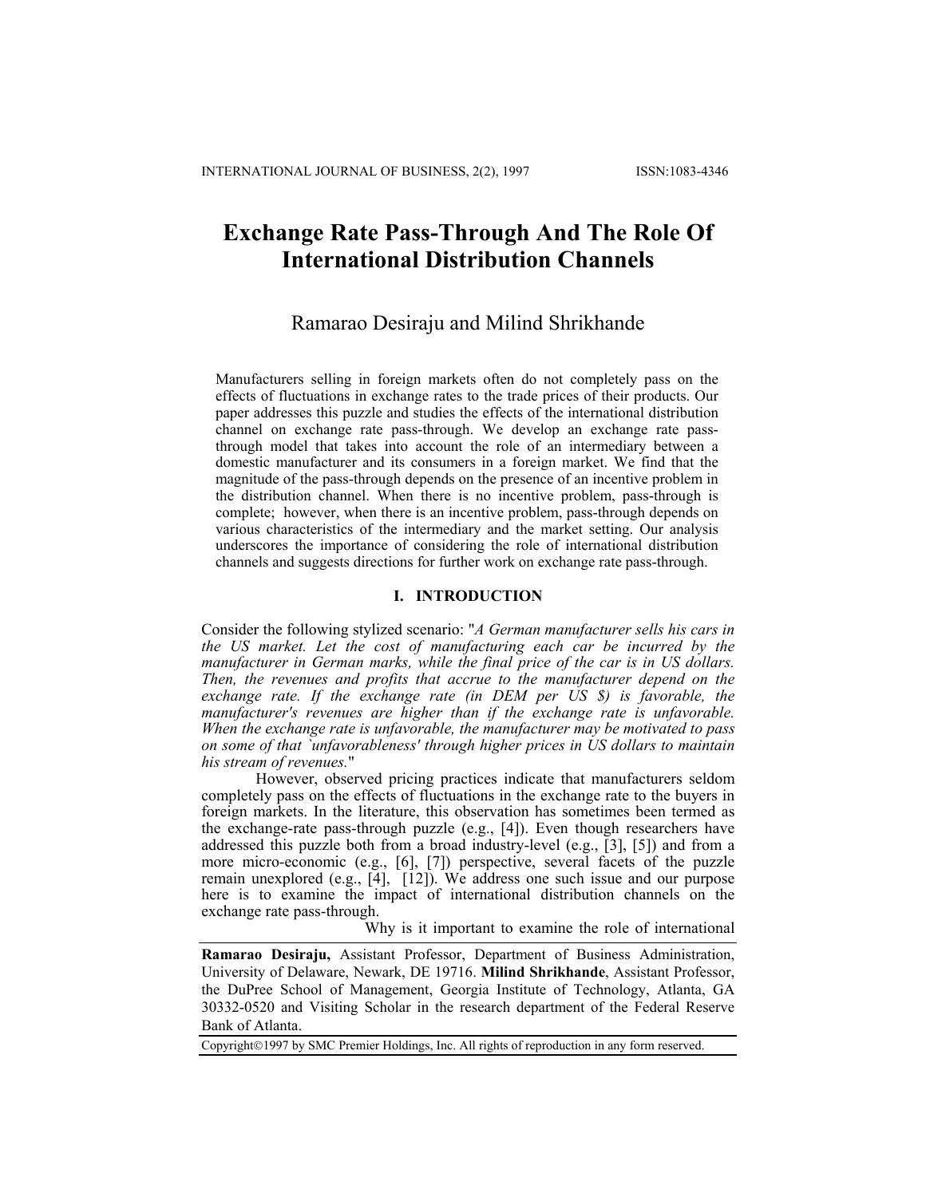# Exchange Rate Pass-Through And The Role Of International Distribution Channels

Ramarao Desiraju and Milind Shrikhande

Manufacturers selling in foreign markets often do not completely pass on the effects of fluctuations in exchange rates to the trade prices of their products. Our paper addresses this puzzle and studies the effects of the international distribution channel on exchange rate pass-through. We develop an exchange rate pass-through model that takes into account the role of an intermediary between a domestic manufacturer and its consumers in a foreign market. We find that the magnitude of the pass-through depends on the presence of an incentive problem in the distribution channel. When there is no incentive problem, pass-through is complete; however, when there is an incentive problem, pass-through depends on various characteristics of the intermediary and the market setting. Our analysis underscores the importance of considering the role of international distribution channels and suggests directions for further work on exchange rate pass-through.

## I. INTRODUCTION

Consider the following stylized scenario: "*A German manufacturer sells his cars in the US market. Let the cost of manufacturing each car be incurred by the manufacturer in German marks, while the final price of the car is in US dollars. Then, the revenues and profits that accrue to the manufacturer depend on the exchange rate. If the exchange rate (in DEM per US $) is favorable, the manufacturer's revenues are higher than if the exchange rate is unfavorable. When the exchange rate is unfavorable, the manufacturer may be motivated to pass on some of that `unfavorableness' through higher prices in US dollars to maintain his stream of revenues.*"

However, observed pricing practices indicate that manufacturers seldom completely pass on the effects of fluctuations in the exchange rate to the buyers in foreign markets. In the literature, this observation has sometimes been termed as the exchange-rate pass-through puzzle (e.g., [4]). Even though researchers have addressed this puzzle both from a broad industry-level (e.g., [3], [5]) and from a more micro-economic (e.g., [6], [7]) perspective, several facets of the puzzle remain unexplored (e.g., [4], [12]). We address one such issue and our purpose here is to examine the impact of international distribution channels on the exchange rate pass-through.

Why is it important to examine the role of international

**Ramarao Desiraju,** Assistant Professor, Department of Business Administration, University of Delaware, Newark, DE 19716. **Milind Shrikhande**, Assistant Professor, the DuPree School of Management, Georgia Institute of Technology, Atlanta, GA 30332-0520 and Visiting Scholar in the research department of the Federal Reserve Bank of Atlanta.

Copyright©1997 by SMC Premier Holdings, Inc. All rights of reproduction in any form reserved.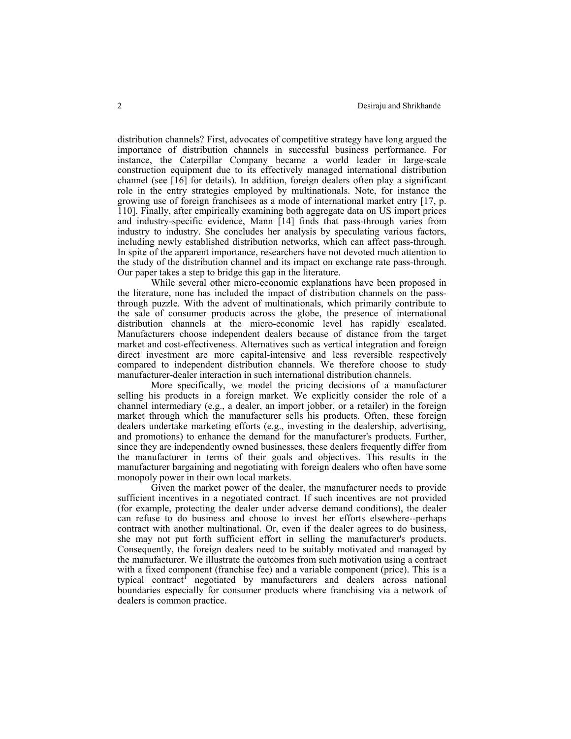distribution channels? First, advocates of competitive strategy have long argued the importance of distribution channels in successful business performance. For instance, the Caterpillar Company became a world leader in large-scale construction equipment due to its effectively managed international distribution channel (see [16] for details). In addition, foreign dealers often play a significant role in the entry strategies employed by multinationals. Note, for instance the growing use of foreign franchisees as a mode of international market entry [17, p. 110]. Finally, after empirically examining both aggregate data on US import prices and industry-specific evidence, Mann [14] finds that pass-through varies from industry to industry. She concludes her analysis by speculating various factors, including newly established distribution networks, which can affect pass-through. In spite of the apparent importance, researchers have not devoted much attention to the study of the distribution channel and its impact on exchange rate pass-through. Our paper takes a step to bridge this gap in the literature.

While several other micro-economic explanations have been proposed in the literature, none has included the impact of distribution channels on the pass-through puzzle. With the advent of multinationals, which primarily contribute to the sale of consumer products across the globe, the presence of international distribution channels at the micro-economic level has rapidly escalated. Manufacturers choose independent dealers because of distance from the target market and cost-effectiveness. Alternatives such as vertical integration and foreign direct investment are more capital-intensive and less reversible respectively compared to independent distribution channels. We therefore choose to study manufacturer-dealer interaction in such international distribution channels.

More specifically, we model the pricing decisions of a manufacturer selling his products in a foreign market. We explicitly consider the role of a channel intermediary (e.g., a dealer, an import jobber, or a retailer) in the foreign market through which the manufacturer sells his products. Often, these foreign dealers undertake marketing efforts (e.g., investing in the dealership, advertising, and promotions) to enhance the demand for the manufacturer's products. Further, since they are independently owned businesses, these dealers frequently differ from the manufacturer in terms of their goals and objectives. This results in the manufacturer bargaining and negotiating with foreign dealers who often have some monopoly power in their own local markets.

Given the market power of the dealer, the manufacturer needs to provide sufficient incentives in a negotiated contract. If such incentives are not provided (for example, protecting the dealer under adverse demand conditions), the dealer can refuse to do business and choose to invest her efforts elsewhere--perhaps contract with another multinational. Or, even if the dealer agrees to do business, she may not put forth sufficient effort in selling the manufacturer's products. Consequently, the foreign dealers need to be suitably motivated and managed by the manufacturer. We illustrate the outcomes from such motivation using a contract with a fixed component (franchise fee) and a variable component (price). This is a typical contract[1] negotiated by manufacturers and dealers across national boundaries especially for consumer products where franchising via a network of dealers is common practice.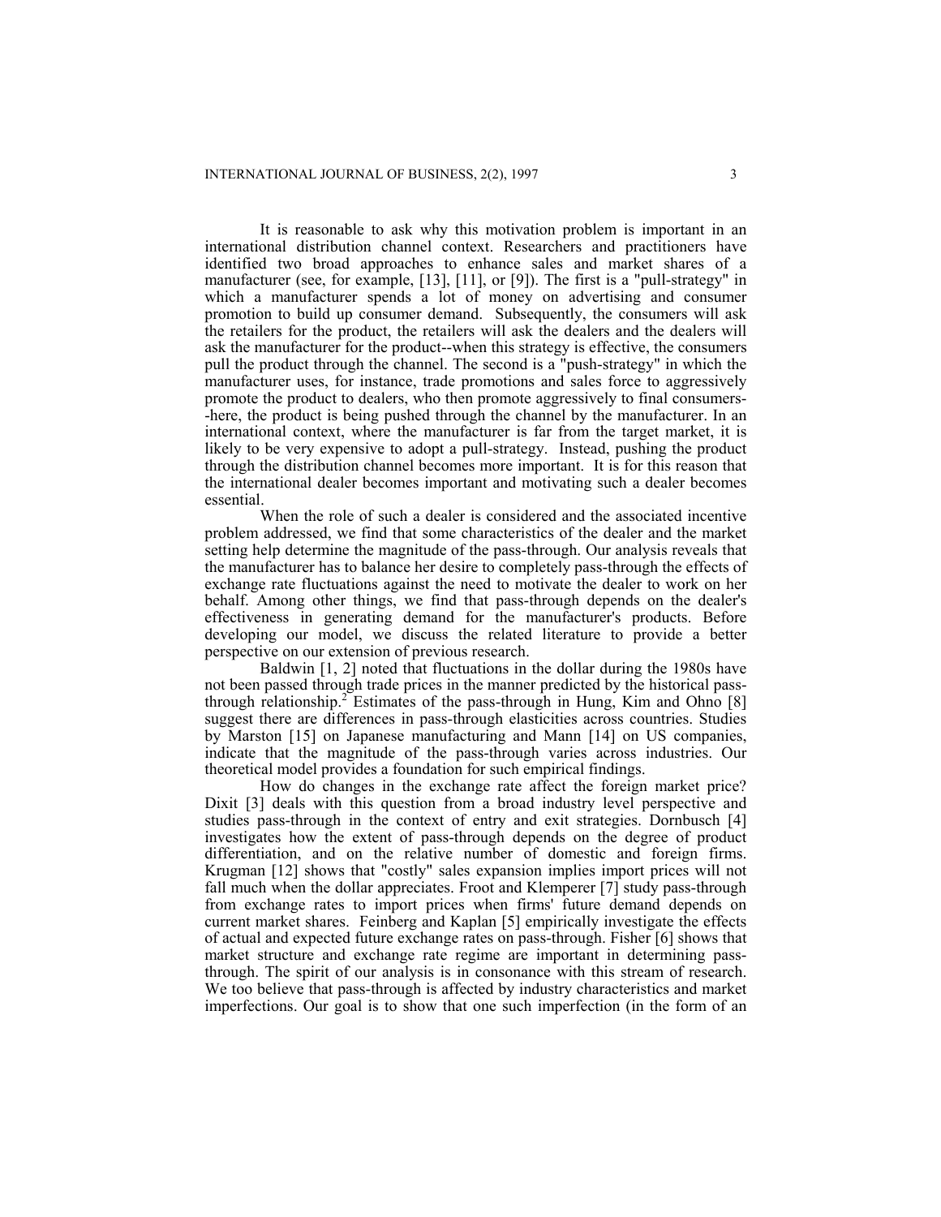It is reasonable to ask why this motivation problem is important in an international distribution channel context. Researchers and practitioners have identified two broad approaches to enhance sales and market shares of a manufacturer (see, for example, [13], [11], or [9]). The first is a "pull-strategy" in which a manufacturer spends a lot of money on advertising and consumer promotion to build up consumer demand. Subsequently, the consumers will ask the retailers for the product, the retailers will ask the dealers and the dealers will ask the manufacturer for the product--when this strategy is effective, the consumers pull the product through the channel. The second is a "push-strategy" in which the manufacturer uses, for instance, trade promotions and sales force to aggressively promote the product to dealers, who then promote aggressively to final consumers--here, the product is being pushed through the channel by the manufacturer. In an international context, where the manufacturer is far from the target market, it is likely to be very expensive to adopt a pull-strategy. Instead, pushing the product through the distribution channel becomes more important. It is for this reason that the international dealer becomes important and motivating such a dealer becomes essential.

When the role of such a dealer is considered and the associated incentive problem addressed, we find that some characteristics of the dealer and the market setting help determine the magnitude of the pass-through. Our analysis reveals that the manufacturer has to balance her desire to completely pass-through the effects of exchange rate fluctuations against the need to motivate the dealer to work on her behalf. Among other things, we find that pass-through depends on the dealer's effectiveness in generating demand for the manufacturer's products. Before developing our model, we discuss the related literature to provide a better perspective on our extension of previous research.

Baldwin [1, 2] noted that fluctuations in the dollar during the 1980s have not been passed through trade prices in the manner predicted by the historical pass-through relationship.[2] Estimates of the pass-through in Hung, Kim and Ohno [8] suggest there are differences in pass-through elasticities across countries. Studies by Marston [15] on Japanese manufacturing and Mann [14] on US companies, indicate that the magnitude of the pass-through varies across industries. Our theoretical model provides a foundation for such empirical findings.

How do changes in the exchange rate affect the foreign market price? Dixit [3] deals with this question from a broad industry level perspective and studies pass-through in the context of entry and exit strategies. Dornbusch [4] investigates how the extent of pass-through depends on the degree of product differentiation, and on the relative number of domestic and foreign firms. Krugman [12] shows that "costly" sales expansion implies import prices will not fall much when the dollar appreciates. Froot and Klemperer [7] study pass-through from exchange rates to import prices when firms' future demand depends on current market shares. Feinberg and Kaplan [5] empirically investigate the effects of actual and expected future exchange rates on pass-through. Fisher [6] shows that market structure and exchange rate regime are important in determining pass-through. The spirit of our analysis is in consonance with this stream of research. We too believe that pass-through is affected by industry characteristics and market imperfections. Our goal is to show that one such imperfection (in the form of an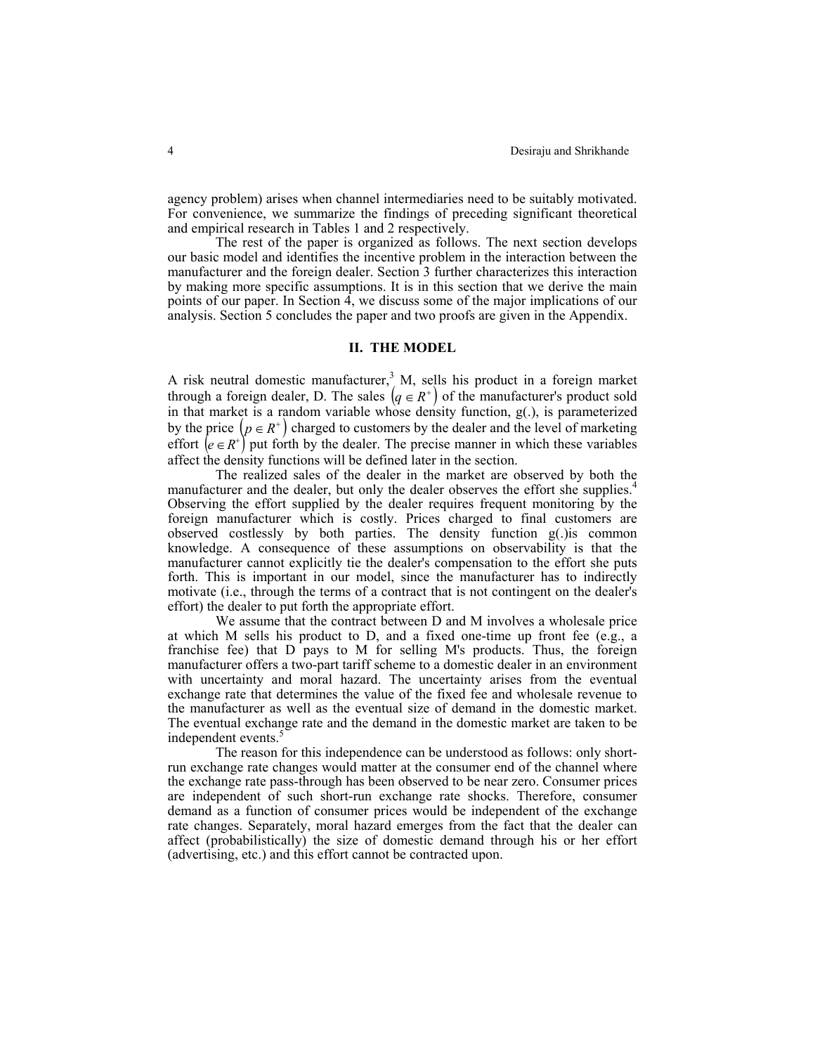agency problem) arises when channel intermediaries need to be suitably motivated. For convenience, we summarize the findings of preceding significant theoretical and empirical research in Tables 1 and 2 respectively.

The rest of the paper is organized as follows. The next section develops our basic model and identifies the incentive problem in the interaction between the manufacturer and the foreign dealer. Section 3 further characterizes this interaction by making more specific assumptions. It is in this section that we derive the main points of our paper. In Section 4, we discuss some of the major implications of our analysis. Section 5 concludes the paper and two proofs are given in the Appendix.

## II. THE MODEL

A risk neutral domestic manufacturer,[3] M, sells his product in a foreign market through a foreign dealer, D. The sales $(q \in R^+)$ of the manufacturer's product sold in that market is a random variable whose density function, g(.), is parameterized by the price $(p \in R^+)$ charged to customers by the dealer and the level of marketing effort $(e \in R^+)$ put forth by the dealer. The precise manner in which these variables affect the density functions will be defined later in the section.

The realized sales of the dealer in the market are observed by both the manufacturer and the dealer, but only the dealer observes the effort she supplies.[4] Observing the effort supplied by the dealer requires frequent monitoring by the foreign manufacturer which is costly. Prices charged to final customers are observed costlessly by both parties. The density function g(.)is common knowledge. A consequence of these assumptions on observability is that the manufacturer cannot explicitly tie the dealer's compensation to the effort she puts forth. This is important in our model, since the manufacturer has to indirectly motivate (i.e., through the terms of a contract that is not contingent on the dealer's effort) the dealer to put forth the appropriate effort.

We assume that the contract between D and M involves a wholesale price at which M sells his product to D, and a fixed one-time up front fee (e.g., a franchise fee) that D pays to M for selling M's products. Thus, the foreign manufacturer offers a two-part tariff scheme to a domestic dealer in an environment with uncertainty and moral hazard. The uncertainty arises from the eventual exchange rate that determines the value of the fixed fee and wholesale revenue to the manufacturer as well as the eventual size of demand in the domestic market. The eventual exchange rate and the demand in the domestic market are taken to be independent events.[5]

The reason for this independence can be understood as follows: only short-run exchange rate changes would matter at the consumer end of the channel where the exchange rate pass-through has been observed to be near zero. Consumer prices are independent of such short-run exchange rate shocks. Therefore, consumer demand as a function of consumer prices would be independent of the exchange rate changes. Separately, moral hazard emerges from the fact that the dealer can affect (probabilistically) the size of domestic demand through his or her effort (advertising, etc.) and this effort cannot be contracted upon.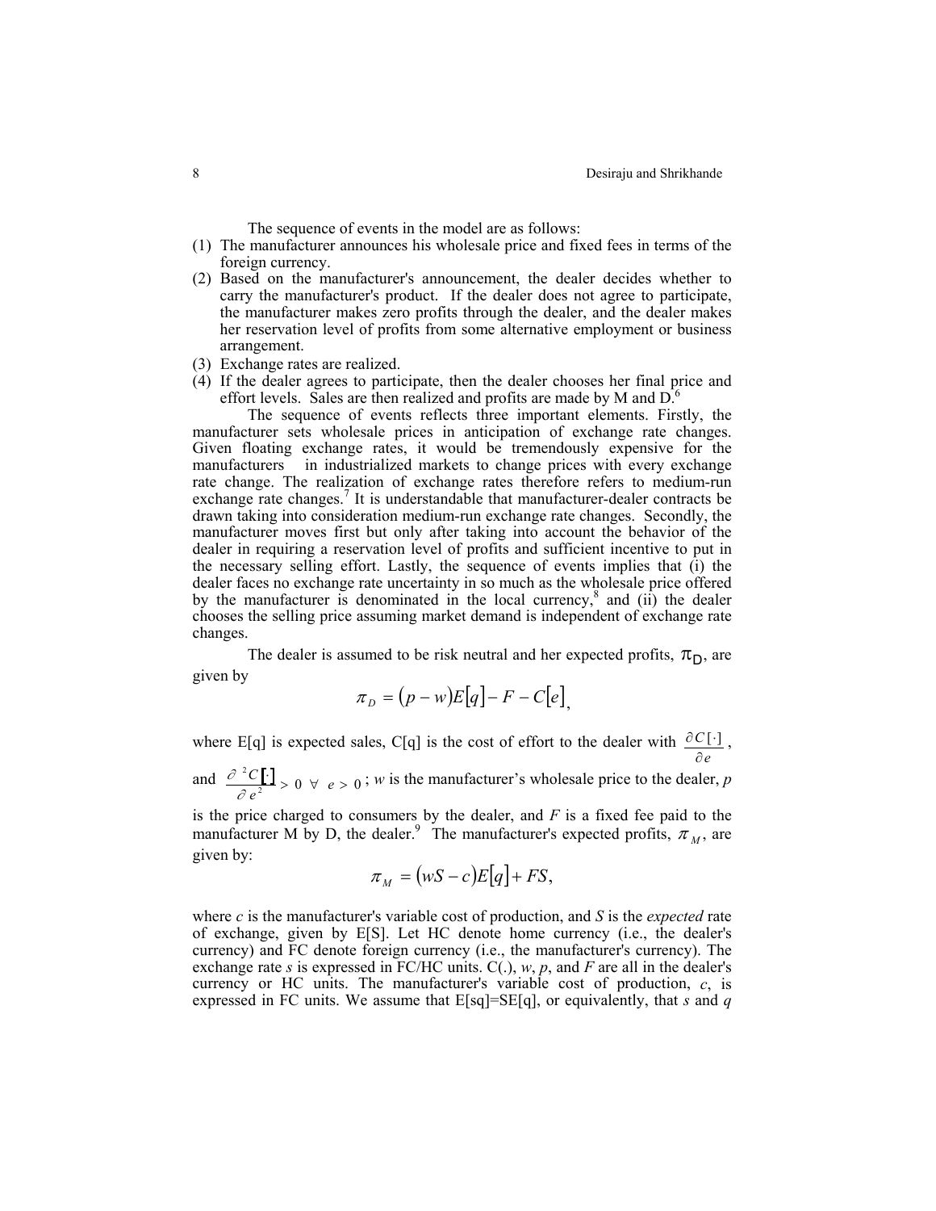The sequence of events in the model are as follows:

1. The manufacturer announces his wholesale price and fixed fees in terms of the foreign currency.
2. Based on the manufacturer's announcement, the dealer decides whether to carry the manufacturer's product. If the dealer does not agree to participate, the manufacturer makes zero profits through the dealer, and the dealer makes her reservation level of profits from some alternative employment or business arrangement.
3. Exchange rates are realized.
4. If the dealer agrees to participate, then the dealer chooses her final price and effort levels. Sales are then realized and profits are made by M and D.[6]

The sequence of events reflects three important elements. Firstly, the manufacturer sets wholesale prices in anticipation of exchange rate changes. Given floating exchange rates, it would be tremendously expensive for the manufacturers in industrialized markets to change prices with every exchange rate change. The realization of exchange rates therefore refers to medium-run exchange rate changes.[7] It is understandable that manufacturer-dealer contracts be drawn taking into consideration medium-run exchange rate changes. Secondly, the manufacturer moves first but only after taking into account the behavior of the dealer in requiring a reservation level of profits and sufficient incentive to put in the necessary selling effort. Lastly, the sequence of events implies that (i) the dealer faces no exchange rate uncertainty in so much as the wholesale price offered by the manufacturer is denominated in the local currency,[8] and (ii) the dealer chooses the selling price assuming market demand is independent of exchange rate changes.

The dealer is assumed to be risk neutral and her expected profits, $\pi_D$, are given by

$$\pi_D = (p - w)E[q] - F - C[e],$$

where E[q] is expected sales, C[q] is the cost of effort to the dealer with $\frac{\partial C[\cdot]}{\partial e}$, and $\frac{\partial^2 C[\cdot]}{\partial e^2} > 0 \ \forall \ e > 0$; $w$ is the manufacturer's wholesale price to the dealer, $p$ is the price charged to consumers by the dealer, and $F$ is a fixed fee paid to the manufacturer M by D, the dealer.[9] The manufacturer's expected profits, $\pi_M$, are given by:

$$\pi_M = (wS - c)E[q] + FS,$$

where $c$ is the manufacturer's variable cost of production, and $S$ is the *expected* rate of exchange, given by E[S]. Let HC denote home currency (i.e., the dealer's currency) and FC denote foreign currency (i.e., the manufacturer's currency). The exchange rate $s$ is expressed in FC/HC units. C(.), $w$, $p$, and $F$ are all in the dealer's currency or HC units. The manufacturer's variable cost of production, $c$, is expressed in FC units. We assume that E[sq]=SE[q], or equivalently, that $s$ and $q$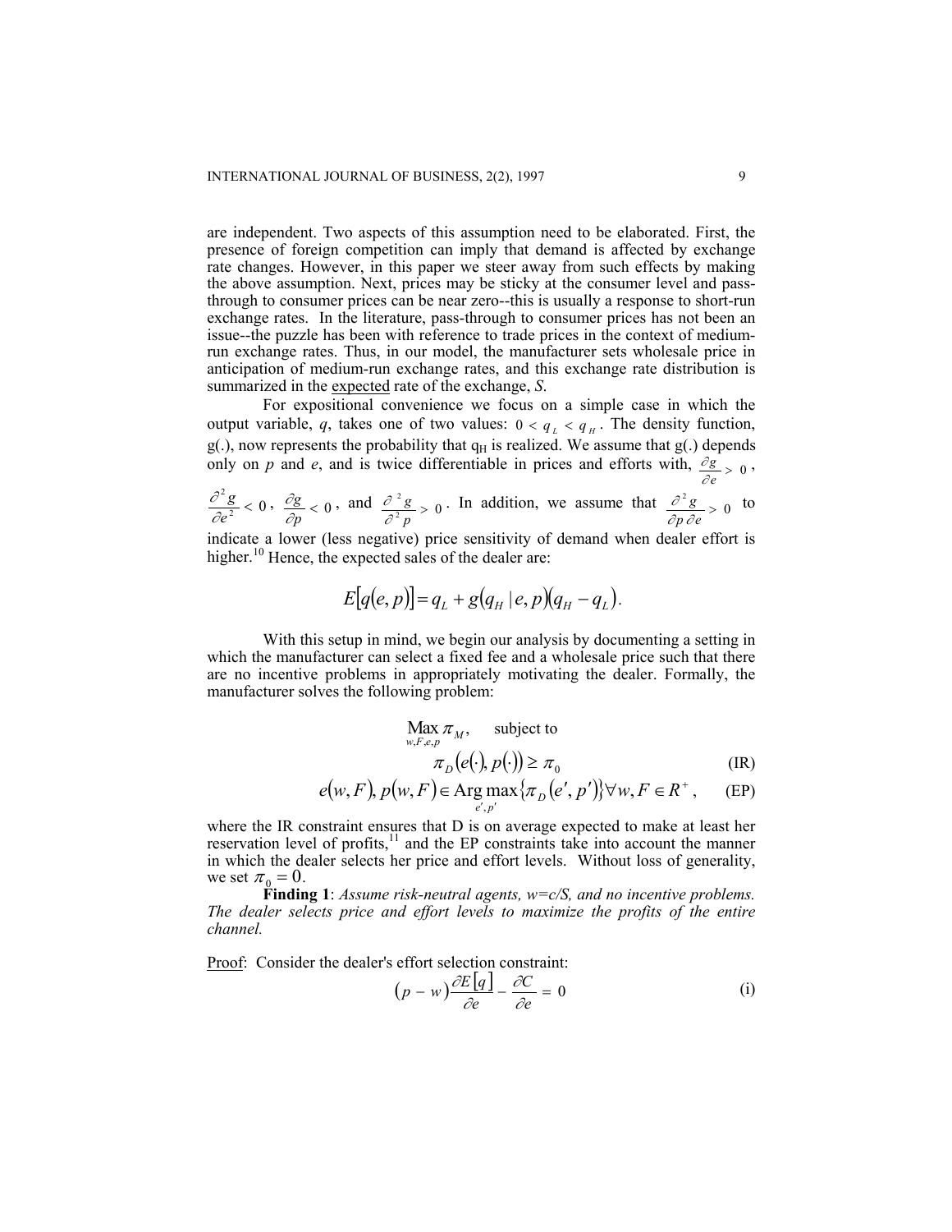are independent. Two aspects of this assumption need to be elaborated. First, the presence of foreign competition can imply that demand is affected by exchange rate changes. However, in this paper we steer away from such effects by making the above assumption. Next, prices may be sticky at the consumer level and pass-through to consumer prices can be near zero--this is usually a response to short-run exchange rates. In the literature, pass-through to consumer prices has not been an issue--the puzzle has been with reference to trade prices in the context of medium-run exchange rates. Thus, in our model, the manufacturer sets wholesale price in anticipation of medium-run exchange rates, and this exchange rate distribution is summarized in the expected rate of the exchange, $S$.

For expositional convenience we focus on a simple case in which the output variable, $q$, takes one of two values: $0 < q_L < q_H$. The density function, g(.), now represents the probability that $q_H$ is realized. We assume that g(.) depends only on $p$ and $e$, and is twice differentiable in prices and efforts with, $\frac{\partial g}{\partial e} > 0$, $\frac{\partial^2 g}{\partial e^2} < 0$, $\frac{\partial g}{\partial p} < 0$, and $\frac{\partial^2 g}{\partial^2 p} > 0$. In addition, we assume that $\frac{\partial^2 g}{\partial p \, \partial e} > 0$ to indicate a lower (less negative) price sensitivity of demand when dealer effort is higher.[10] Hence, the expected sales of the dealer are:

$$E[q(e,p)] = q_L + g(q_H \mid e,p)(q_H - q_L).$$

With this setup in mind, we begin our analysis by documenting a setting in which the manufacturer can select a fixed fee and a wholesale price such that there are no incentive problems in appropriately motivating the dealer. Formally, the manufacturer solves the following problem:

$$\max_{w,F,e,p} \pi_M, \quad \text{subject to}$$

$$\pi_D(e(\cdot), p(\cdot)) \geq \pi_0 \tag{IR}$$

$$e(w,F), p(w,F) \in \operatorname*{Arg\,max}_{e',p'} \{\pi_D(e',p')\} \forall w, F \in R^+, \tag{EP}$$

where the IR constraint ensures that D is on average expected to make at least her reservation level of profits,[11] and the EP constraints take into account the manner in which the dealer selects her price and effort levels. Without loss of generality, we set $\pi_0 = 0$.

**Finding 1**: *Assume risk-neutral agents, w=c/S, and no incentive problems. The dealer selects price and effort levels to maximize the profits of the entire channel.*

Proof: Consider the dealer's effort selection constraint:

$$(p - w)\frac{\partial E[q]}{\partial e} - \frac{\partial C}{\partial e} = 0 \tag{i}$$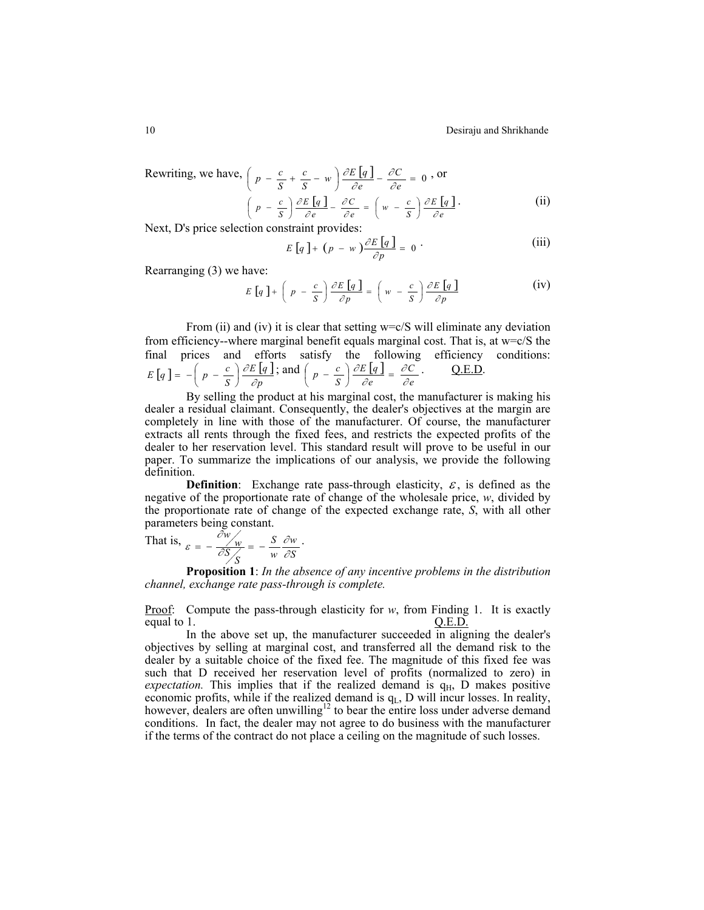Rewriting, we have, $\left( p - \frac{c}{S} + \frac{c}{S} - w \right) \frac{\partial E[q]}{\partial e} - \frac{\partial C}{\partial e} = 0$, or

$$\left( p - \frac{c}{S} \right) \frac{\partial E[q]}{\partial e} - \frac{\partial C}{\partial e} = \left( w - \frac{c}{S} \right) \frac{\partial E[q]}{\partial e}. \tag{ii}$$

Next, D's price selection constraint provides:

$$E[q] + (p - w) \frac{\partial E[q]}{\partial p} = 0. \tag{iii}$$

Rearranging (3) we have:

$$E[q] + \left( p - \frac{c}{S} \right) \frac{\partial E[q]}{\partial p} = \left( w - \frac{c}{S} \right) \frac{\partial E[q]}{\partial p} \tag{iv}$$

From (ii) and (iv) it is clear that setting w=c/S will eliminate any deviation from efficiency--where marginal benefit equals marginal cost. That is, at w=c/S the final prices and efforts satisfy the following efficiency conditions: $E[q] = -\left( p - \frac{c}{S} \right) \frac{\partial E[q]}{\partial p}$; and $\left( p - \frac{c}{S} \right) \frac{\partial E[q]}{\partial e} = \frac{\partial C}{\partial e}$. Q.E.D.

By selling the product at his marginal cost, the manufacturer is making his dealer a residual claimant. Consequently, the dealer's objectives at the margin are completely in line with those of the manufacturer. Of course, the manufacturer extracts all rents through the fixed fees, and restricts the expected profits of the dealer to her reservation level. This standard result will prove to be useful in our paper. To summarize the implications of our analysis, we provide the following definition.

**Definition**: Exchange rate pass-through elasticity, $\varepsilon$, is defined as the negative of the proportionate rate of change of the wholesale price, *w*, divided by the proportionate rate of change of the expected exchange rate, *S*, with all other parameters being constant.

That is, $\varepsilon = -\frac{\partial w / w}{\partial S / S} = -\frac{S}{w} \frac{\partial w}{\partial S}$.

**Proposition 1**: *In the absence of any incentive problems in the distribution channel, exchange rate pass-through is complete.*

Proof: Compute the pass-through elasticity for *w*, from Finding 1. It is exactly equal to 1. Q.E.D.

In the above set up, the manufacturer succeeded in aligning the dealer's objectives by selling at marginal cost, and transferred all the demand risk to the dealer by a suitable choice of the fixed fee. The magnitude of this fixed fee was such that D received her reservation level of profits (normalized to zero) in *expectation.* This implies that if the realized demand is $q_H$, D makes positive economic profits, while if the realized demand is $q_L$, D will incur losses. In reality, however, dealers are often unwilling[12] to bear the entire loss under adverse demand conditions. In fact, the dealer may not agree to do business with the manufacturer if the terms of the contract do not place a ceiling on the magnitude of such losses.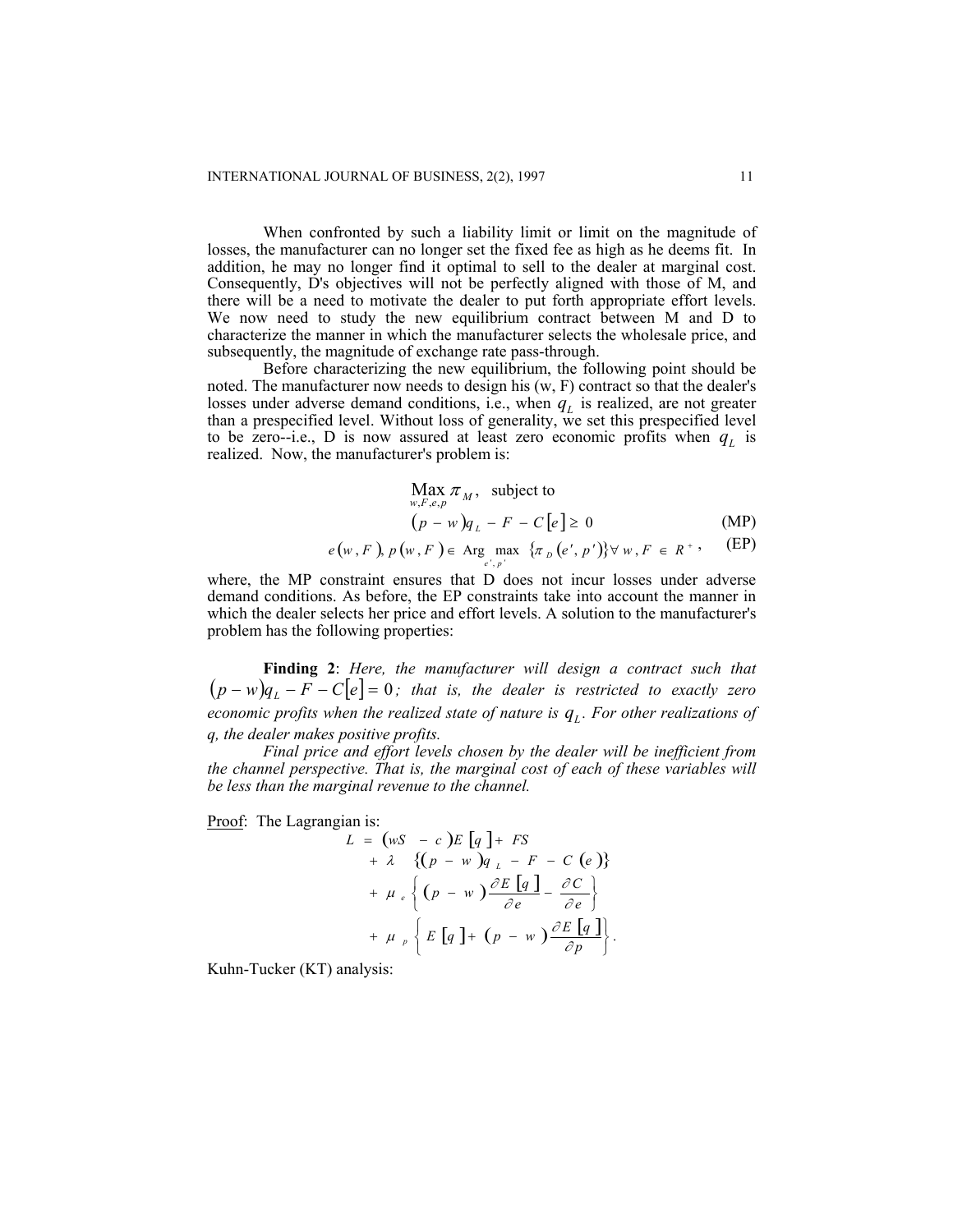When confronted by such a liability limit or limit on the magnitude of losses, the manufacturer can no longer set the fixed fee as high as he deems fit. In addition, he may no longer find it optimal to sell to the dealer at marginal cost. Consequently, D's objectives will not be perfectly aligned with those of M, and there will be a need to motivate the dealer to put forth appropriate effort levels. We now need to study the new equilibrium contract between M and D to characterize the manner in which the manufacturer selects the wholesale price, and subsequently, the magnitude of exchange rate pass-through.

Before characterizing the new equilibrium, the following point should be noted. The manufacturer now needs to design his (w, F) contract so that the dealer's losses under adverse demand conditions, i.e., when $q_L$ is realized, are not greater than a prespecified level. Without loss of generality, we set this prespecified level to be zero--i.e., D is now assured at least zero economic profits when $q_L$ is realized. Now, the manufacturer's problem is:

$$\underset{w,F,e,p}{\text{Max}}\ \pi_M, \quad \text{subject to}$$

$$(p-w)q_L - F - C[e] \geq 0 \qquad \text{(MP)}$$

$$e(w,F),\ p(w,F) \in \underset{e',p'}{\text{Arg max}}\ \{\pi_D(e',p')\} \forall\, w, F \in R^+, \qquad \text{(EP)}$$

where, the MP constraint ensures that D does not incur losses under adverse demand conditions. As before, the EP constraints take into account the manner in which the dealer selects her price and effort levels. A solution to the manufacturer's problem has the following properties:

**Finding 2**: *Here, the manufacturer will design a contract such that* $(p-w)q_L - F - C[e] = 0$*; that is, the dealer is restricted to exactly zero economic profits when the realized state of nature is* $q_L$*. For other realizations of q, the dealer makes positive profits.*

*Final price and effort levels chosen by the dealer will be inefficient from the channel perspective. That is, the marginal cost of each of these variables will be less than the marginal revenue to the channel.*

Proof: The Lagrangian is:

$$\begin{aligned} L = &\ (wS - c)E[q] + FS \\ &+ \lambda\ \{(p-w)q_L - F - C(e)\} \\ &+ \mu_e \left\{ (p-w)\frac{\partial E[q]}{\partial e} - \frac{\partial C}{\partial e} \right\} \\ &+ \mu_p \left\{ E[q] + (p-w)\frac{\partial E[q]}{\partial p} \right\}. \end{aligned}$$

Kuhn-Tucker (KT) analysis: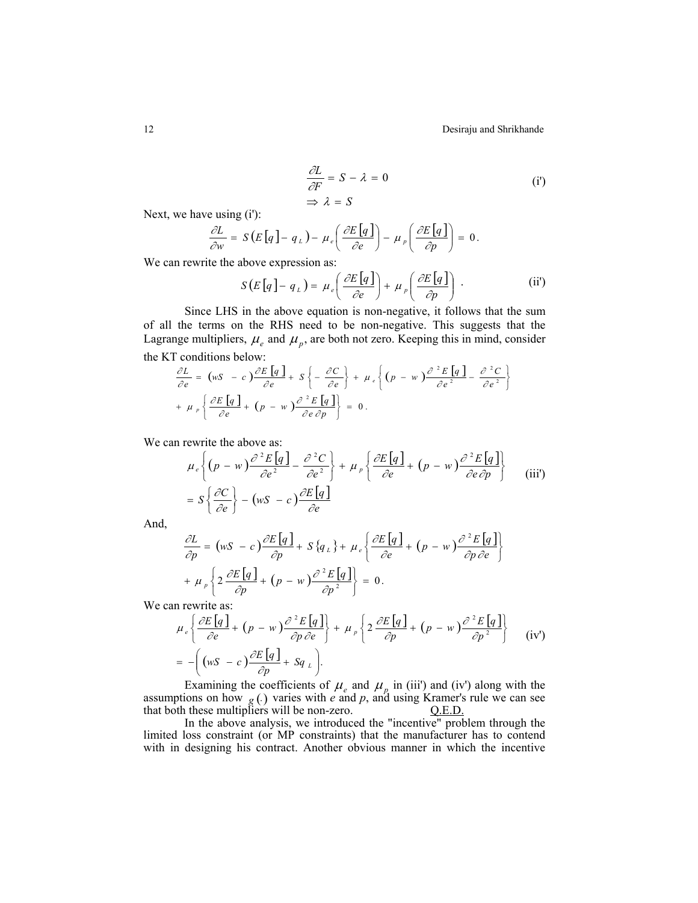$$\frac{\partial L}{\partial F} = S - \lambda = 0 \tag{i'}$$

$$\Rightarrow \lambda = S$$

Next, we have using (i'):

$$\frac{\partial L}{\partial w} = S\left(E[q] - q_L\right) - \mu_e\left(\frac{\partial E[q]}{\partial e}\right) - \mu_p\left(\frac{\partial E[q]}{\partial p}\right) = 0.$$

We can rewrite the above expression as:

$$S\left(E[q] - q_L\right) = \mu_e\left(\frac{\partial E[q]}{\partial e}\right) + \mu_p\left(\frac{\partial E[q]}{\partial p}\right) \quad . \tag{ii'}$$

Since LHS in the above equation is non-negative, it follows that the sum of all the terms on the RHS need to be non-negative. This suggests that the Lagrange multipliers, $\mu_e$ and $\mu_p$, are both not zero. Keeping this in mind, consider the KT conditions below:

$$\frac{\partial L}{\partial e} = \left(wS - c\right)\frac{\partial E[q]}{\partial e} + S\left\{-\frac{\partial C}{\partial e}\right\} + \mu_e\left\{\left(p - w\right)\frac{\partial^2 E[q]}{\partial e^2} - \frac{\partial^2 C}{\partial e^2}\right\}$$

$$+ \mu_p\left\{\frac{\partial E[q]}{\partial e} + \left(p - w\right)\frac{\partial^2 E[q]}{\partial e \partial p}\right\} = 0.$$

We can rewrite the above as:

$$\mu_e\left\{\left(p - w\right)\frac{\partial^2 E[q]}{\partial e^2} - \frac{\partial^2 C}{\partial e^2}\right\} + \mu_p\left\{\frac{\partial E[q]}{\partial e} + \left(p - w\right)\frac{\partial^2 E[q]}{\partial e \partial p}\right\} \tag{iii'}$$

$$= S\left\{\frac{\partial C}{\partial e}\right\} - \left(wS - c\right)\frac{\partial E[q]}{\partial e}$$

And,

$$\frac{\partial L}{\partial p} = \left(wS - c\right)\frac{\partial E[q]}{\partial p} + S\left\{q_L\right\} + \mu_e\left\{\frac{\partial E[q]}{\partial e} + \left(p - w\right)\frac{\partial^2 E[q]}{\partial p \partial e}\right\}$$

$$+ \mu_p\left\{2\frac{\partial E[q]}{\partial p} + \left(p - w\right)\frac{\partial^2 E[q]}{\partial p^2}\right\} = 0.$$

We can rewrite as:

$$\mu_e\left\{\frac{\partial E[q]}{\partial e} + \left(p - w\right)\frac{\partial^2 E[q]}{\partial p \partial e}\right\} + \mu_p\left\{2\frac{\partial E[q]}{\partial p} + \left(p - w\right)\frac{\partial^2 E[q]}{\partial p^2}\right\} \tag{iv'}$$

$$= -\left(\left(wS - c\right)\frac{\partial E[q]}{\partial p} + Sq_L\right).$$

Examining the coefficients of $\mu_e$ and $\mu_p$ in (iii') and (iv') along with the assumptions on how $g(.)$ varies with *e* and *p*, and using Kramer's rule we can see that both these multipliers will be non-zero. Q.E.D.

In the above analysis, we introduced the "incentive" problem through the limited loss constraint (or MP constraints) that the manufacturer has to contend with in designing his contract. Another obvious manner in which the incentive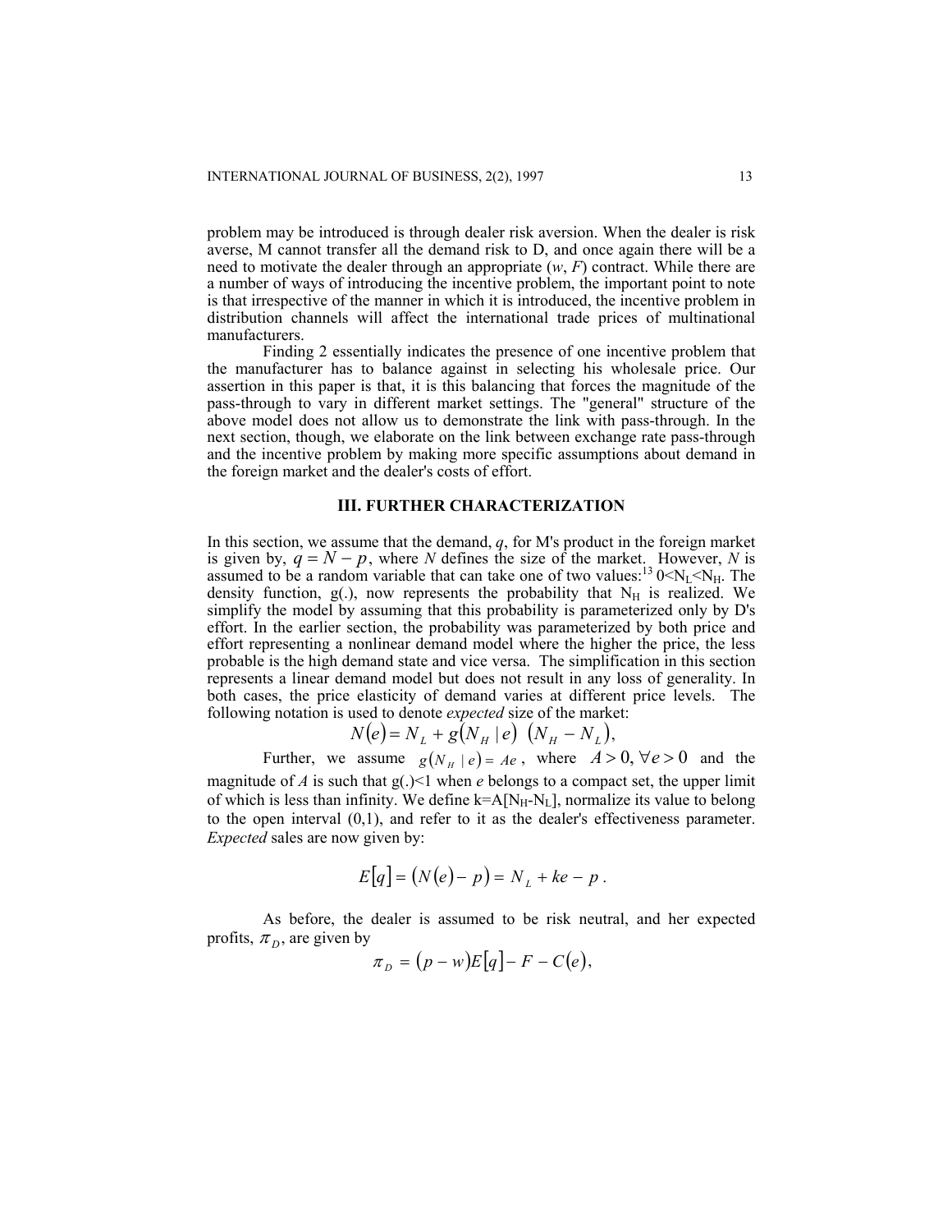problem may be introduced is through dealer risk aversion. When the dealer is risk averse, M cannot transfer all the demand risk to D, and once again there will be a need to motivate the dealer through an appropriate ($w$, $F$) contract. While there are a number of ways of introducing the incentive problem, the important point to note is that irrespective of the manner in which it is introduced, the incentive problem in distribution channels will affect the international trade prices of multinational manufacturers.

Finding 2 essentially indicates the presence of one incentive problem that the manufacturer has to balance against in selecting his wholesale price. Our assertion in this paper is that, it is this balancing that forces the magnitude of the pass-through to vary in different market settings. The "general" structure of the above model does not allow us to demonstrate the link with pass-through. In the next section, though, we elaborate on the link between exchange rate pass-through and the incentive problem by making more specific assumptions about demand in the foreign market and the dealer's costs of effort.

## III. FURTHER CHARACTERIZATION

In this section, we assume that the demand, $q$, for M's product in the foreign market is given by, $q = N - p$, where $N$ defines the size of the market. However, $N$ is assumed to be a random variable that can take one of two values:[13] $0<N_L<N_H$. The density function, g(.), now represents the probability that $N_H$ is realized. We simplify the model by assuming that this probability is parameterized only by D's effort. In the earlier section, the probability was parameterized by both price and effort representing a nonlinear demand model where the higher the price, the less probable is the high demand state and vice versa. The simplification in this section represents a linear demand model but does not result in any loss of generality. In both cases, the price elasticity of demand varies at different price levels. The following notation is used to denote *expected* size of the market:

$$N(e) = N_L + g(N_H \mid e)\ (N_H - N_L),$$

Further, we assume $g(N_H \mid e) = Ae$, where $A > 0, \forall e > 0$ and the magnitude of $A$ is such that g(.)<1 when $e$ belongs to a compact set, the upper limit of which is less than infinity. We define $k=A[N_H-N_L]$, normalize its value to belong to the open interval (0,1), and refer to it as the dealer's effectiveness parameter. *Expected* sales are now given by:

$$E[q] = (N(e) - p) = N_L + ke - p\ .$$

As before, the dealer is assumed to be risk neutral, and her expected profits, $\pi_D$, are given by

$$\pi_D = (p - w)E[q] - F - C(e),$$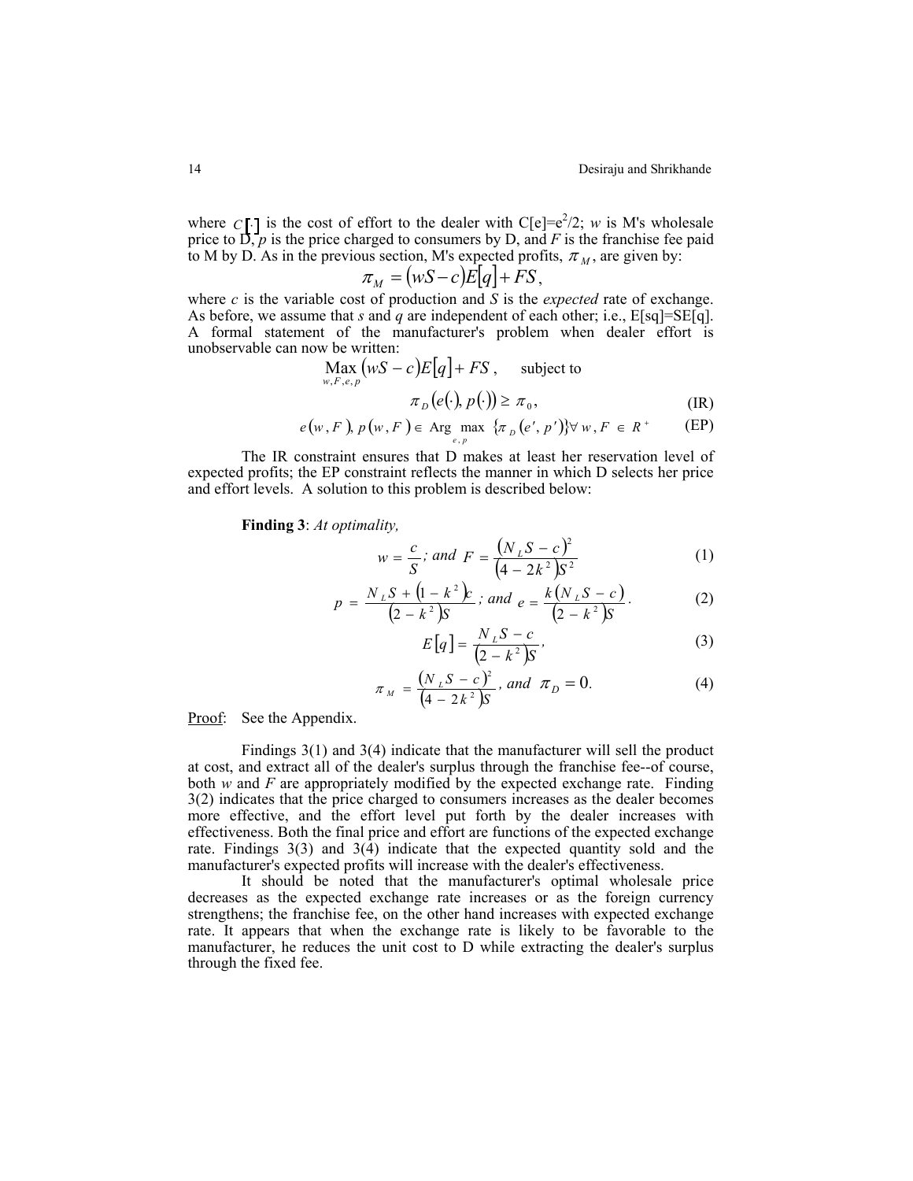where $C[\cdot]$ is the cost of effort to the dealer with $C[e]=e^2/2$; $w$ is M's wholesale price to D, $p$ is the price charged to consumers by D, and $F$ is the franchise fee paid to M by D. As in the previous section, M's expected profits, $\pi_M$, are given by:

$$\pi_M = (wS - c)E[q] + FS,$$

where $c$ is the variable cost of production and $S$ is the *expected* rate of exchange. As before, we assume that $s$ and $q$ are independent of each other; i.e., $E[sq]=SE[q]$. A formal statement of the manufacturer's problem when dealer effort is unobservable can now be written:

$$\max_{w,F,e,p} (wS - c)E[q] + FS, \quad \text{subject to}$$

$$\pi_D(e(\cdot), p(\cdot)) \geq \pi_0, \tag{IR}$$

$$e(w,F), p(w,F) \in \text{Arg}\max_{e,p} \{\pi_D(e', p')\} \forall w, F \in R^+ \tag{EP}$$

The IR constraint ensures that D makes at least her reservation level of expected profits; the EP constraint reflects the manner in which D selects her price and effort levels. A solution to this problem is described below:

**Finding 3**: *At optimality,*

$$w = \frac{c}{S}; \text{ and } F = \frac{(N_L S - c)^2}{(4 - 2k^2)S^2} \tag{1}$$

$$p = \frac{N_L S + (1 - k^2)c}{(2 - k^2)S}; \text{ and } e = \frac{k(N_L S - c)}{(2 - k^2)S}. \tag{2}$$

$$E[q] = \frac{N_L S - c}{(2 - k^2)S}, \tag{3}$$

$$\pi_M = \frac{(N_L S - c)^2}{(4 - 2k^2)S}, \text{ and } \pi_D = 0. \tag{4}$$

Proof: See the Appendix.

Findings 3(1) and 3(4) indicate that the manufacturer will sell the product at cost, and extract all of the dealer's surplus through the franchise fee--of course, both $w$ and $F$ are appropriately modified by the expected exchange rate. Finding 3(2) indicates that the price charged to consumers increases as the dealer becomes more effective, and the effort level put forth by the dealer increases with effectiveness. Both the final price and effort are functions of the expected exchange rate. Findings 3(3) and 3(4) indicate that the expected quantity sold and the manufacturer's expected profits will increase with the dealer's effectiveness.

It should be noted that the manufacturer's optimal wholesale price decreases as the expected exchange rate increases or as the foreign currency strengthens; the franchise fee, on the other hand increases with expected exchange rate. It appears that when the exchange rate is likely to be favorable to the manufacturer, he reduces the unit cost to D while extracting the dealer's surplus through the fixed fee.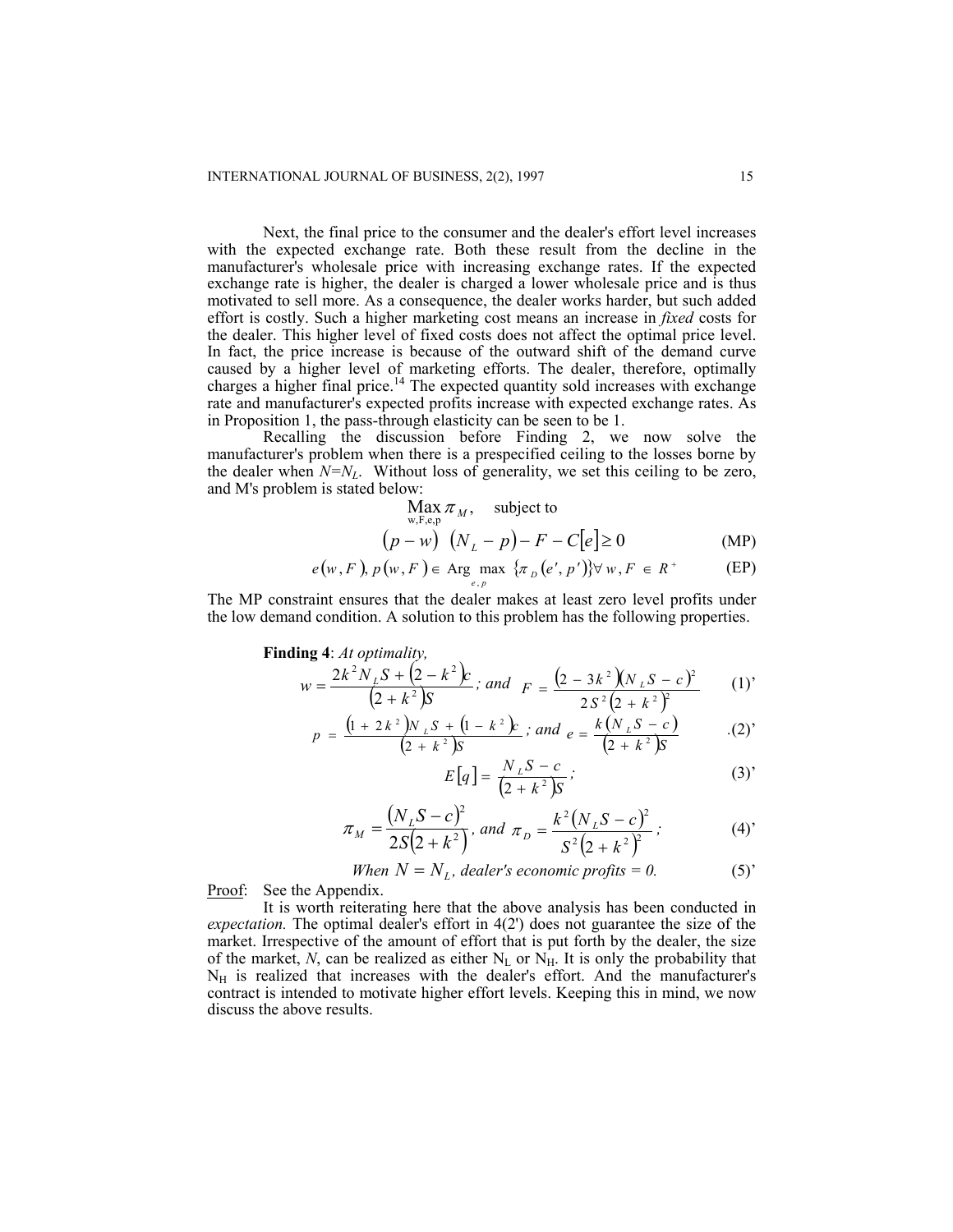Next, the final price to the consumer and the dealer's effort level increases with the expected exchange rate. Both these result from the decline in the manufacturer's wholesale price with increasing exchange rates. If the expected exchange rate is higher, the dealer is charged a lower wholesale price and is thus motivated to sell more. As a consequence, the dealer works harder, but such added effort is costly. Such a higher marketing cost means an increase in *fixed* costs for the dealer. This higher level of fixed costs does not affect the optimal price level. In fact, the price increase is because of the outward shift of the demand curve caused by a higher level of marketing efforts. The dealer, therefore, optimally charges a higher final price.[14] The expected quantity sold increases with exchange rate and manufacturer's expected profits increase with expected exchange rates. As in Proposition 1, the pass-through elasticity can be seen to be 1.

Recalling the discussion before Finding 2, we now solve the manufacturer's problem when there is a prespecified ceiling to the losses borne by the dealer when $N=N_L$. Without loss of generality, we set this ceiling to be zero, and M's problem is stated below:

$$\underset{w,F,e,p}{\text{Max}}\ \pi_M, \quad \text{subject to}$$

$$(p-w)\ (N_L - p) - F - C[e] \geq 0 \tag{MP}$$

$$e(w,F),\ p(w,F) \in \text{Arg}\ \max_{e,p}\ \{\pi_D(e',p')\} \forall\ w,F \in R^+ \tag{EP}$$

The MP constraint ensures that the dealer makes at least zero level profits under the low demand condition. A solution to this problem has the following properties.

**Finding 4**: *At optimality,*

$$w = \frac{2k^2 N_L S + (2-k^2)c}{(2+k^2)S}\text{; and } F = \frac{(2-3k^2)(N_L S - c)^2}{2S^2(2+k^2)^2} \tag{1'}$$

$$p = \frac{(1+2k^2)N_L S + (1-k^2)c}{(2+k^2)S}\text{; and } e = \frac{k(N_L S - c)}{(2+k^2)S} \tag{2'}$$

$$E[q] = \frac{N_L S - c}{(2+k^2)S}; \tag{3'}$$

$$\pi_M = \frac{(N_L S - c)^2}{2S(2+k^2)},\text{ and } \pi_D = \frac{k^2(N_L S - c)^2}{S^2(2+k^2)^2}; \tag{4'}$$

*When $N = N_L$, dealer's economic profits = 0.* (5')

Proof: See the Appendix.

It is worth reiterating here that the above analysis has been conducted in *expectation.* The optimal dealer's effort in 4(2') does not guarantee the size of the market. Irrespective of the amount of effort that is put forth by the dealer, the size of the market, $N$, can be realized as either $N_L$ or $N_H$. It is only the probability that $N_H$ is realized that increases with the dealer's effort. And the manufacturer's contract is intended to motivate higher effort levels. Keeping this in mind, we now discuss the above results.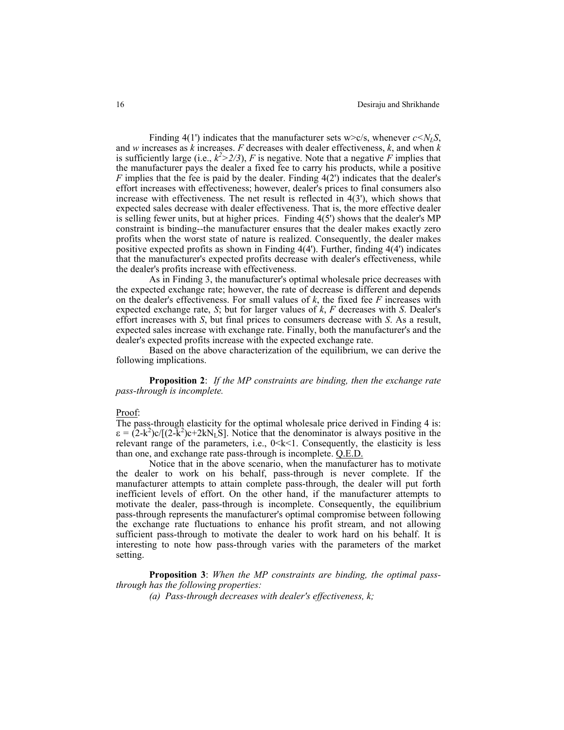Finding 4(1') indicates that the manufacturer sets $w > c/s$, whenever $c < N_L S$, and $w$ increases as $k$ increases. $F$ decreases with dealer effectiveness, $k$, and when $k$ is sufficiently large (i.e., $k^2 > 2/3$), $F$ is negative. Note that a negative $F$ implies that the manufacturer pays the dealer a fixed fee to carry his products, while a positive $F$ implies that the fee is paid by the dealer. Finding 4(2') indicates that the dealer's effort increases with effectiveness; however, dealer's prices to final consumers also increase with effectiveness. The net result is reflected in 4(3'), which shows that expected sales decrease with dealer effectiveness. That is, the more effective dealer is selling fewer units, but at higher prices. Finding 4(5') shows that the dealer's MP constraint is binding--the manufacturer ensures that the dealer makes exactly zero profits when the worst state of nature is realized. Consequently, the dealer makes positive expected profits as shown in Finding 4(4'). Further, finding 4(4') indicates that the manufacturer's expected profits decrease with dealer's effectiveness, while the dealer's profits increase with effectiveness.

As in Finding 3, the manufacturer's optimal wholesale price decreases with the expected exchange rate; however, the rate of decrease is different and depends on the dealer's effectiveness. For small values of $k$, the fixed fee $F$ increases with expected exchange rate, $S$; but for larger values of $k$, $F$ decreases with $S$. Dealer's effort increases with $S$, but final prices to consumers decrease with $S$. As a result, expected sales increase with exchange rate. Finally, both the manufacturer's and the dealer's expected profits increase with the expected exchange rate.

Based on the above characterization of the equilibrium, we can derive the following implications.

**Proposition 2**: *If the MP constraints are binding, then the exchange rate pass-through is incomplete.*

Proof:
The pass-through elasticity for the optimal wholesale price derived in Finding 4 is: $\varepsilon = (2-k^2)c/[(2-k^2)c+2kN_L S]$. Notice that the denominator is always positive in the relevant range of the parameters, i.e., $0<k<1$. Consequently, the elasticity is less than one, and exchange rate pass-through is incomplete. Q.E.D.

Notice that in the above scenario, when the manufacturer has to motivate the dealer to work on his behalf, pass-through is never complete. If the manufacturer attempts to attain complete pass-through, the dealer will put forth inefficient levels of effort. On the other hand, if the manufacturer attempts to motivate the dealer, pass-through is incomplete. Consequently, the equilibrium pass-through represents the manufacturer's optimal compromise between following the exchange rate fluctuations to enhance his profit stream, and not allowing sufficient pass-through to motivate the dealer to work hard on his behalf. It is interesting to note how pass-through varies with the parameters of the market setting.

**Proposition 3**: *When the MP constraints are binding, the optimal pass-through has the following properties:*

*(a) Pass-through decreases with dealer's effectiveness, k;*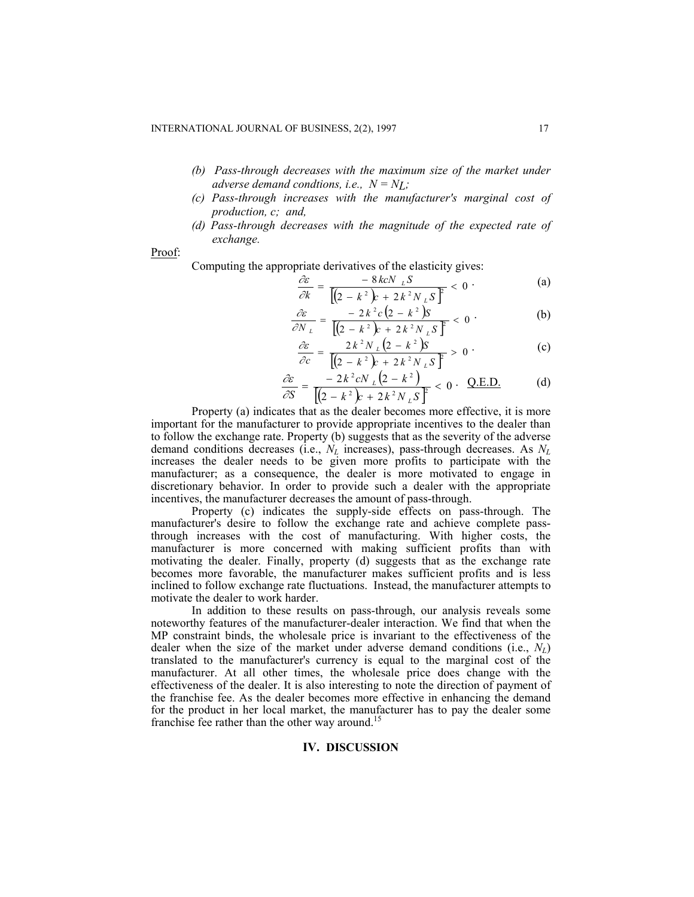*(b) Pass-through decreases with the maximum size of the market under adverse demand condtions, i.e., $N = N_L$;*

*(c) Pass-through increases with the manufacturer's marginal cost of production, c; and,*

*(d) Pass-through decreases with the magnitude of the expected rate of exchange.*

Proof:

Computing the appropriate derivatives of the elasticity gives:

$$\frac{\partial \varepsilon}{\partial k} = \frac{-8kcN_L S}{\left[(2-k^2)c + 2k^2 N_L S\right]^2} < 0 \cdot \tag{a}$$

$$\frac{\partial \varepsilon}{\partial N_L} = \frac{-2k^2 c(2-k^2)S}{\left[(2-k^2)c + 2k^2 N_L S\right]^2} < 0 \cdot \tag{b}$$

$$\frac{\partial \varepsilon}{\partial c} = \frac{2k^2 N_L (2-k^2)S}{\left[(2-k^2)c + 2k^2 N_L S\right]^2} > 0 \cdot \tag{c}$$

$$\frac{\partial \varepsilon}{\partial S} = \frac{-2k^2 cN_L (2-k^2)}{\left[(2-k^2)c + 2k^2 N_L S\right]^2} < 0 \cdot \quad \underline{\text{Q.E.D.}} \tag{d}$$

Property (a) indicates that as the dealer becomes more effective, it is more important for the manufacturer to provide appropriate incentives to the dealer than to follow the exchange rate. Property (b) suggests that as the severity of the adverse demand conditions decreases (i.e., $N_L$ increases), pass-through decreases. As $N_L$ increases the dealer needs to be given more profits to participate with the manufacturer; as a consequence, the dealer is more motivated to engage in discretionary behavior. In order to provide such a dealer with the appropriate incentives, the manufacturer decreases the amount of pass-through.

Property (c) indicates the supply-side effects on pass-through. The manufacturer's desire to follow the exchange rate and achieve complete pass-through increases with the cost of manufacturing. With higher costs, the manufacturer is more concerned with making sufficient profits than with motivating the dealer. Finally, property (d) suggests that as the exchange rate becomes more favorable, the manufacturer makes sufficient profits and is less inclined to follow exchange rate fluctuations. Instead, the manufacturer attempts to motivate the dealer to work harder.

In addition to these results on pass-through, our analysis reveals some noteworthy features of the manufacturer-dealer interaction. We find that when the MP constraint binds, the wholesale price is invariant to the effectiveness of the dealer when the size of the market under adverse demand conditions (i.e., $N_L$) translated to the manufacturer's currency is equal to the marginal cost of the manufacturer. At all other times, the wholesale price does change with the effectiveness of the dealer. It is also interesting to note the direction of payment of the franchise fee. As the dealer becomes more effective in enhancing the demand for the product in her local market, the manufacturer has to pay the dealer some franchise fee rather than the other way around.[15]

## IV. DISCUSSION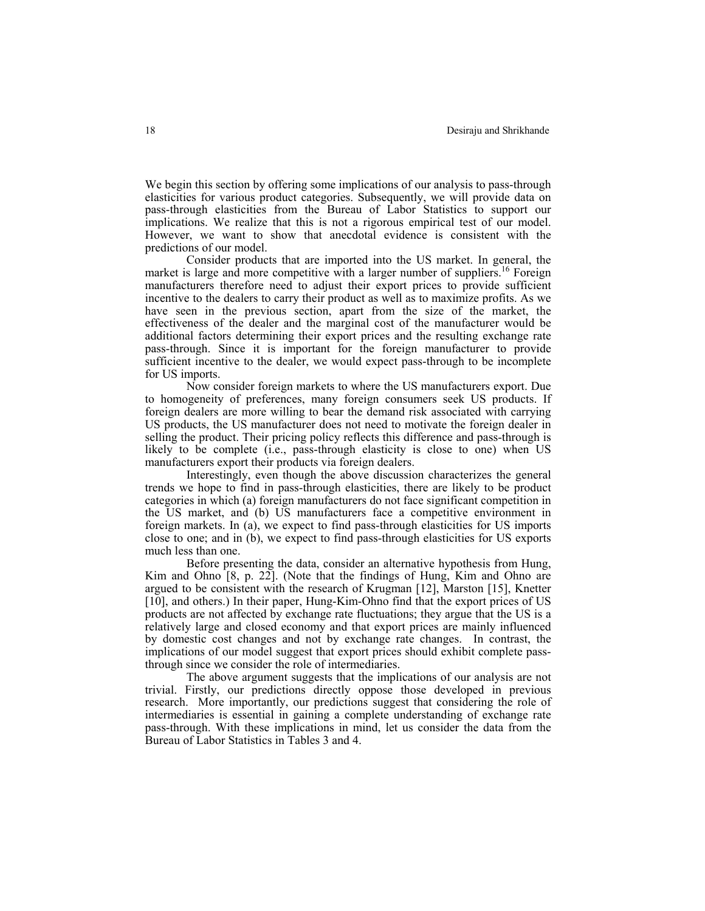We begin this section by offering some implications of our analysis to pass-through elasticities for various product categories. Subsequently, we will provide data on pass-through elasticities from the Bureau of Labor Statistics to support our implications. We realize that this is not a rigorous empirical test of our model. However, we want to show that anecdotal evidence is consistent with the predictions of our model.

Consider products that are imported into the US market. In general, the market is large and more competitive with a larger number of suppliers.[16] Foreign manufacturers therefore need to adjust their export prices to provide sufficient incentive to the dealers to carry their product as well as to maximize profits. As we have seen in the previous section, apart from the size of the market, the effectiveness of the dealer and the marginal cost of the manufacturer would be additional factors determining their export prices and the resulting exchange rate pass-through. Since it is important for the foreign manufacturer to provide sufficient incentive to the dealer, we would expect pass-through to be incomplete for US imports.

Now consider foreign markets to where the US manufacturers export. Due to homogeneity of preferences, many foreign consumers seek US products. If foreign dealers are more willing to bear the demand risk associated with carrying US products, the US manufacturer does not need to motivate the foreign dealer in selling the product. Their pricing policy reflects this difference and pass-through is likely to be complete (i.e., pass-through elasticity is close to one) when US manufacturers export their products via foreign dealers.

Interestingly, even though the above discussion characterizes the general trends we hope to find in pass-through elasticities, there are likely to be product categories in which (a) foreign manufacturers do not face significant competition in the US market, and (b) US manufacturers face a competitive environment in foreign markets. In (a), we expect to find pass-through elasticities for US imports close to one; and in (b), we expect to find pass-through elasticities for US exports much less than one.

Before presenting the data, consider an alternative hypothesis from Hung, Kim and Ohno [8, p. 22]. (Note that the findings of Hung, Kim and Ohno are argued to be consistent with the research of Krugman [12], Marston [15], Knetter [10], and others.) In their paper, Hung-Kim-Ohno find that the export prices of US products are not affected by exchange rate fluctuations; they argue that the US is a relatively large and closed economy and that export prices are mainly influenced by domestic cost changes and not by exchange rate changes. In contrast, the implications of our model suggest that export prices should exhibit complete pass-through since we consider the role of intermediaries.

The above argument suggests that the implications of our analysis are not trivial. Firstly, our predictions directly oppose those developed in previous research. More importantly, our predictions suggest that considering the role of intermediaries is essential in gaining a complete understanding of exchange rate pass-through. With these implications in mind, let us consider the data from the Bureau of Labor Statistics in Tables 3 and 4.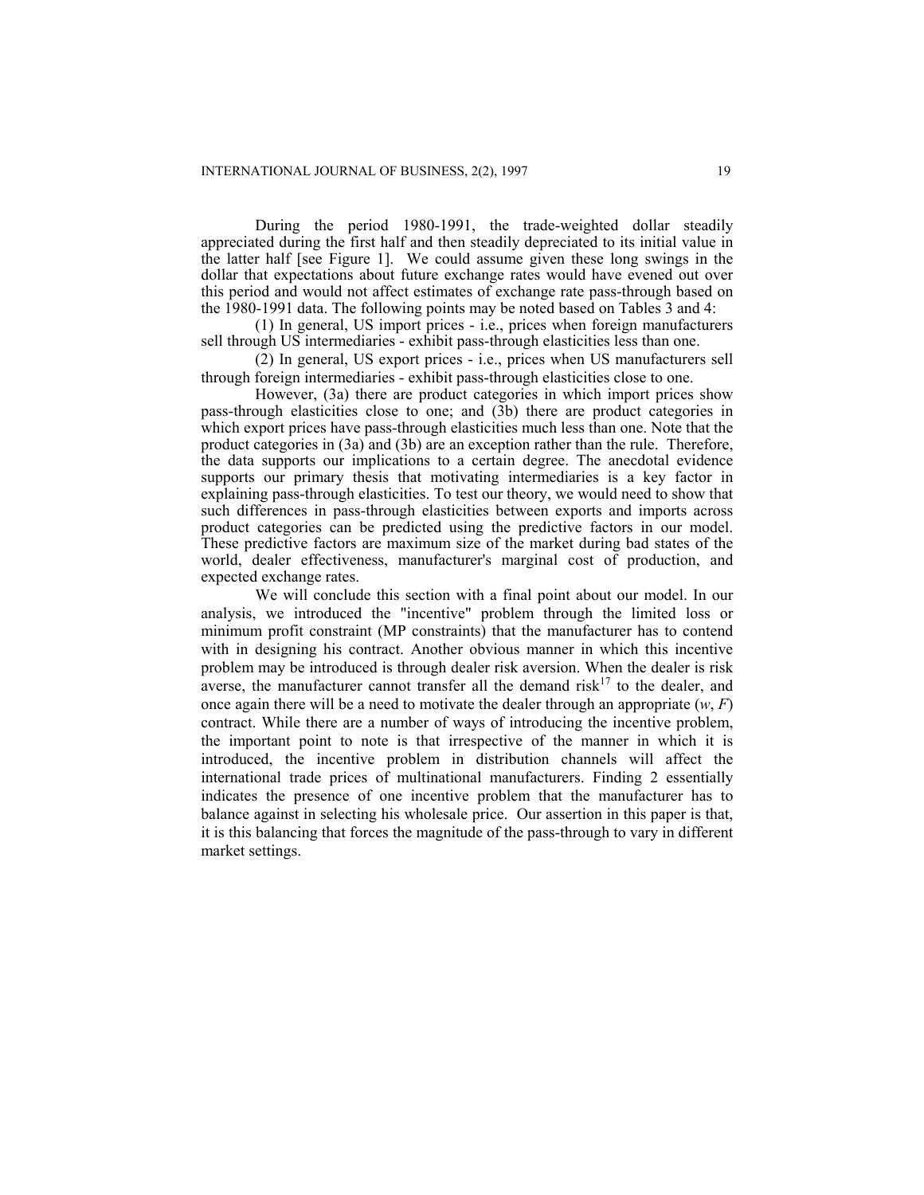During the period 1980-1991, the trade-weighted dollar steadily appreciated during the first half and then steadily depreciated to its initial value in the latter half [see Figure 1]. We could assume given these long swings in the dollar that expectations about future exchange rates would have evened out over this period and would not affect estimates of exchange rate pass-through based on the 1980-1991 data. The following points may be noted based on Tables 3 and 4:

(1) In general, US import prices - i.e., prices when foreign manufacturers sell through US intermediaries - exhibit pass-through elasticities less than one.

(2) In general, US export prices - i.e., prices when US manufacturers sell through foreign intermediaries - exhibit pass-through elasticities close to one.

However, (3a) there are product categories in which import prices show pass-through elasticities close to one; and (3b) there are product categories in which export prices have pass-through elasticities much less than one. Note that the product categories in (3a) and (3b) are an exception rather than the rule. Therefore, the data supports our implications to a certain degree. The anecdotal evidence supports our primary thesis that motivating intermediaries is a key factor in explaining pass-through elasticities. To test our theory, we would need to show that such differences in pass-through elasticities between exports and imports across product categories can be predicted using the predictive factors in our model. These predictive factors are maximum size of the market during bad states of the world, dealer effectiveness, manufacturer's marginal cost of production, and expected exchange rates.

We will conclude this section with a final point about our model. In our analysis, we introduced the "incentive" problem through the limited loss or minimum profit constraint (MP constraints) that the manufacturer has to contend with in designing his contract. Another obvious manner in which this incentive problem may be introduced is through dealer risk aversion. When the dealer is risk averse, the manufacturer cannot transfer all the demand risk[17] to the dealer, and once again there will be a need to motivate the dealer through an appropriate ($w$, $F$) contract. While there are a number of ways of introducing the incentive problem, the important point to note is that irrespective of the manner in which it is introduced, the incentive problem in distribution channels will affect the international trade prices of multinational manufacturers. Finding 2 essentially indicates the presence of one incentive problem that the manufacturer has to balance against in selecting his wholesale price. Our assertion in this paper is that, it is this balancing that forces the magnitude of the pass-through to vary in different market settings.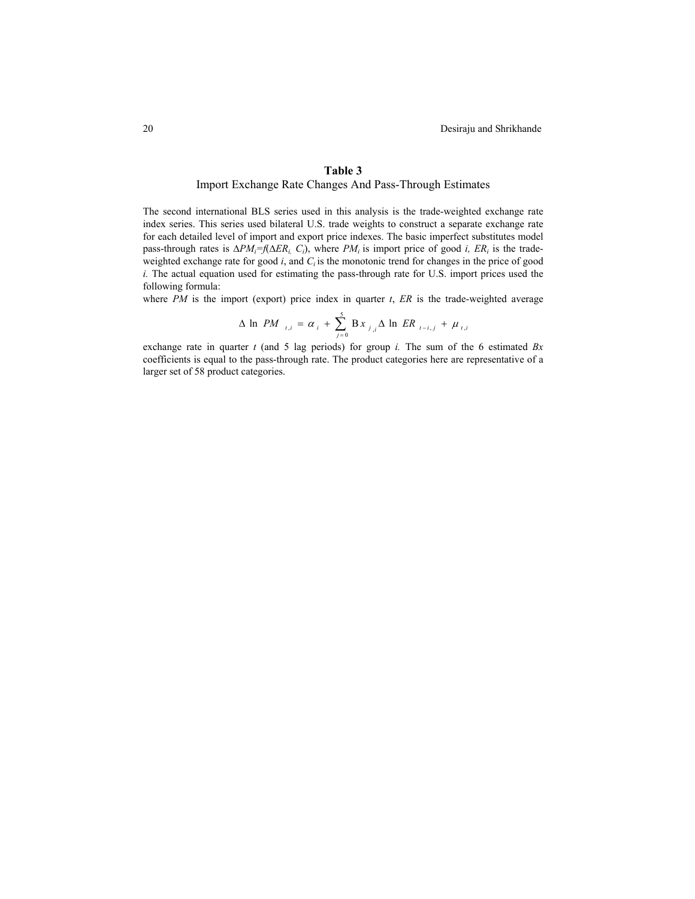**Table 3**

Import Exchange Rate Changes And Pass-Through Estimates

The second international BLS series used in this analysis is the trade-weighted exchange rate index series. This series used bilateral U.S. trade weights to construct a separate exchange rate for each detailed level of import and export price indexes. The basic imperfect substitutes model pass-through rates is $\Delta PM_i = f(\Delta ER_{i,} C_i)$, where $PM_i$ is import price of good *i*, $ER_i$ is the trade-weighted exchange rate for good *i*, and $C_i$ is the monotonic trend for changes in the price of good *i*. The actual equation used for estimating the pass-through rate for U.S. import prices used the following formula:

where *PM* is the import (export) price index in quarter *t*, *ER* is the trade-weighted average

$$\Delta \ln PM_{t,i} = \alpha_i + \sum_{j=0}^{5} \mathrm{B}x_{j,i} \Delta \ln ER_{t-i,j} + \mu_{t,i}$$

exchange rate in quarter *t* (and 5 lag periods) for group *i.* The sum of the 6 estimated *Bx* coefficients is equal to the pass-through rate. The product categories here are representative of a larger set of 58 product categories.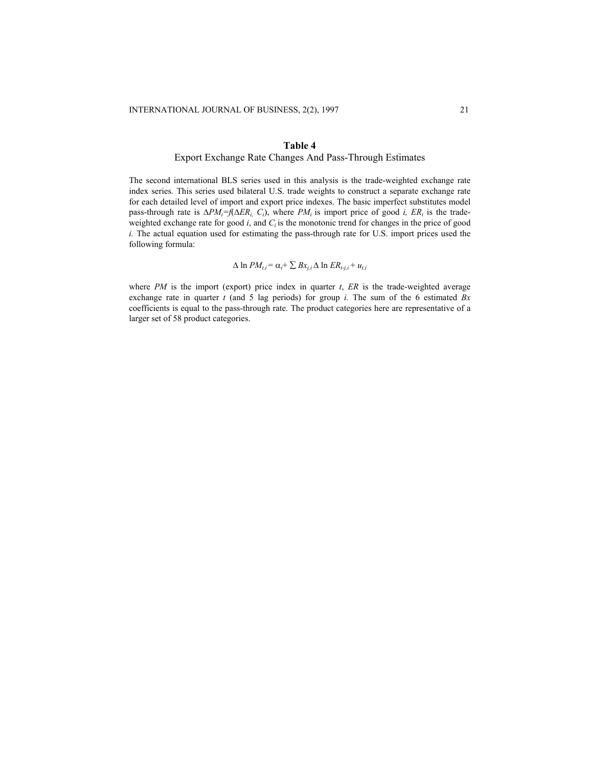**Table 4**

Export Exchange Rate Changes And Pass-Through Estimates

The second international BLS series used in this analysis is the trade-weighted exchange rate index series. This series used bilateral U.S. trade weights to construct a separate exchange rate for each detailed level of import and export price indexes. The basic imperfect substitutes model pass-through rate is $\Delta PM_i = f(\Delta ER_{i,} C_i)$, where $PM_i$ is import price of good *i*, $ER_i$ is the trade-weighted exchange rate for good *i*, and $C_i$ is the monotonic trend for changes in the price of good *i.* The actual equation used for estimating the pass-through rate for U.S. import prices used the following formula:

$$\Delta \ln PM_{t,i} = \alpha_i + \sum Bx_{j,i} \Delta \ln ER_{t-j,i} + u_{t,i}$$

where *PM* is the import (export) price index in quarter *t*, *ER* is the trade-weighted average exchange rate in quarter *t* (and 5 lag periods) for group *i.* The sum of the 6 estimated *Bx* coefficients is equal to the pass-through rate. The product categories here are representative of a larger set of 58 product categories.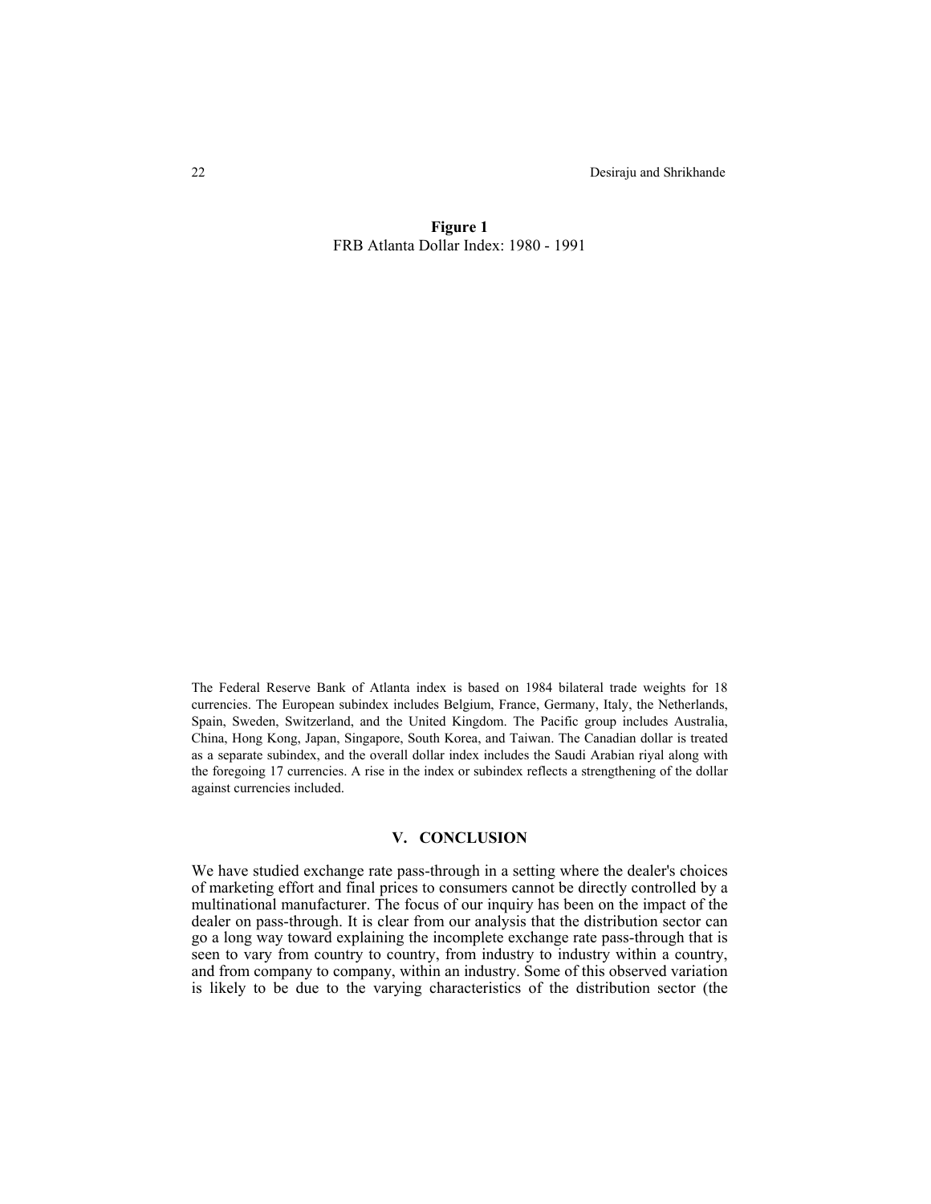**Figure 1**
FRB Atlanta Dollar Index: 1980 - 1991

The Federal Reserve Bank of Atlanta index is based on 1984 bilateral trade weights for 18 currencies. The European subindex includes Belgium, France, Germany, Italy, the Netherlands, Spain, Sweden, Switzerland, and the United Kingdom. The Pacific group includes Australia, China, Hong Kong, Japan, Singapore, South Korea, and Taiwan. The Canadian dollar is treated as a separate subindex, and the overall dollar index includes the Saudi Arabian riyal along with the foregoing 17 currencies. A rise in the index or subindex reflects a strengthening of the dollar against currencies included.

## V. CONCLUSION

We have studied exchange rate pass-through in a setting where the dealer's choices of marketing effort and final prices to consumers cannot be directly controlled by a multinational manufacturer. The focus of our inquiry has been on the impact of the dealer on pass-through. It is clear from our analysis that the distribution sector can go a long way toward explaining the incomplete exchange rate pass-through that is seen to vary from country to country, from industry to industry within a country, and from company to company, within an industry. Some of this observed variation is likely to be due to the varying characteristics of the distribution sector (the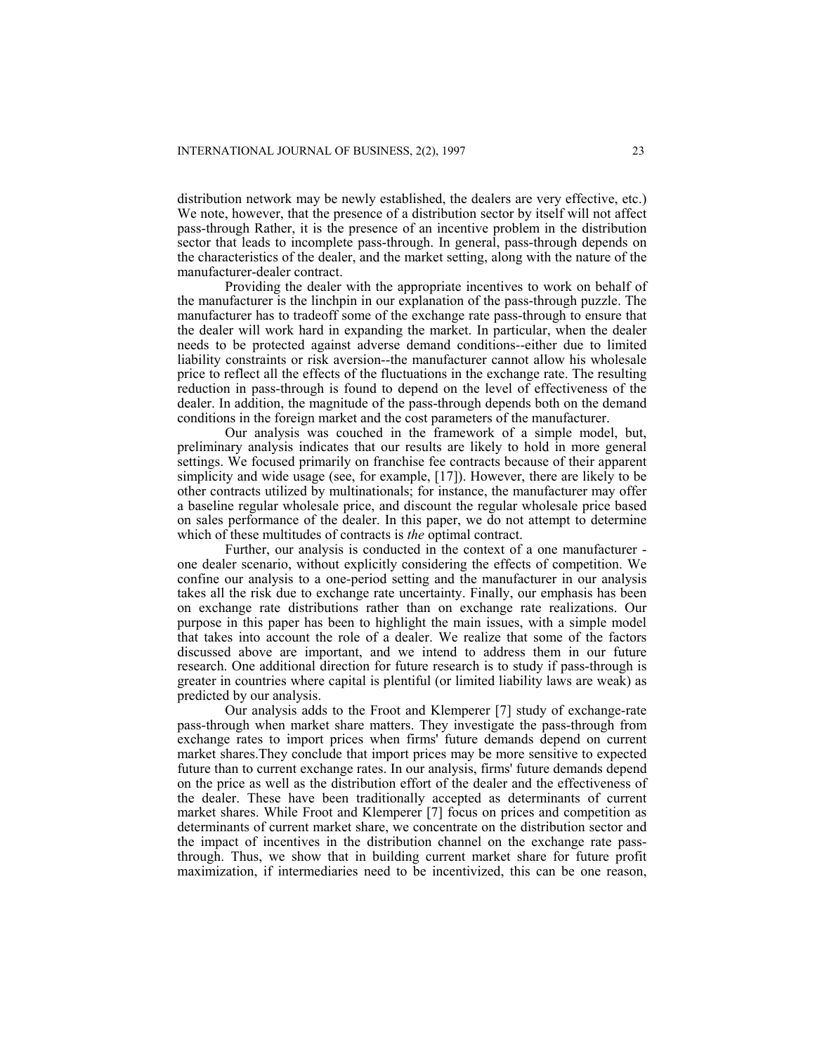distribution network may be newly established, the dealers are very effective, etc.) We note, however, that the presence of a distribution sector by itself will not affect pass-through Rather, it is the presence of an incentive problem in the distribution sector that leads to incomplete pass-through. In general, pass-through depends on the characteristics of the dealer, and the market setting, along with the nature of the manufacturer-dealer contract.

Providing the dealer with the appropriate incentives to work on behalf of the manufacturer is the linchpin in our explanation of the pass-through puzzle. The manufacturer has to tradeoff some of the exchange rate pass-through to ensure that the dealer will work hard in expanding the market. In particular, when the dealer needs to be protected against adverse demand conditions--either due to limited liability constraints or risk aversion--the manufacturer cannot allow his wholesale price to reflect all the effects of the fluctuations in the exchange rate. The resulting reduction in pass-through is found to depend on the level of effectiveness of the dealer. In addition, the magnitude of the pass-through depends both on the demand conditions in the foreign market and the cost parameters of the manufacturer.

Our analysis was couched in the framework of a simple model, but, preliminary analysis indicates that our results are likely to hold in more general settings. We focused primarily on franchise fee contracts because of their apparent simplicity and wide usage (see, for example, [17]). However, there are likely to be other contracts utilized by multinationals; for instance, the manufacturer may offer a baseline regular wholesale price, and discount the regular wholesale price based on sales performance of the dealer. In this paper, we do not attempt to determine which of these multitudes of contracts is *the* optimal contract.

Further, our analysis is conducted in the context of a one manufacturer - one dealer scenario, without explicitly considering the effects of competition. We confine our analysis to a one-period setting and the manufacturer in our analysis takes all the risk due to exchange rate uncertainty. Finally, our emphasis has been on exchange rate distributions rather than on exchange rate realizations. Our purpose in this paper has been to highlight the main issues, with a simple model that takes into account the role of a dealer. We realize that some of the factors discussed above are important, and we intend to address them in our future research. One additional direction for future research is to study if pass-through is greater in countries where capital is plentiful (or limited liability laws are weak) as predicted by our analysis.

Our analysis adds to the Froot and Klemperer [7] study of exchange-rate pass-through when market share matters. They investigate the pass-through from exchange rates to import prices when firms' future demands depend on current market shares.They conclude that import prices may be more sensitive to expected future than to current exchange rates. In our analysis, firms' future demands depend on the price as well as the distribution effort of the dealer and the effectiveness of the dealer. These have been traditionally accepted as determinants of current market shares. While Froot and Klemperer [7] focus on prices and competition as determinants of current market share, we concentrate on the distribution sector and the impact of incentives in the distribution channel on the exchange rate pass-through. Thus, we show that in building current market share for future profit maximization, if intermediaries need to be incentivized, this can be one reason,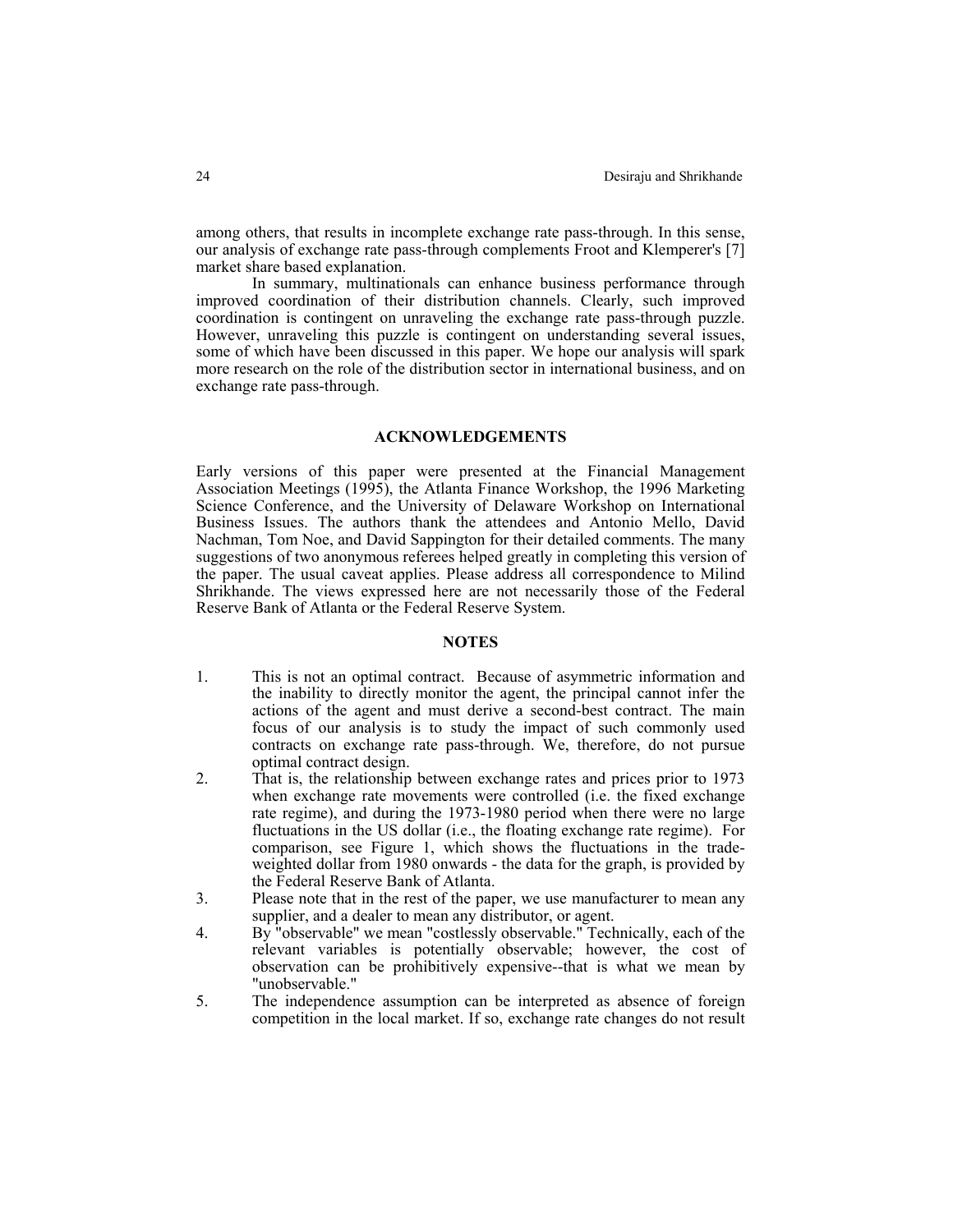among others, that results in incomplete exchange rate pass-through. In this sense, our analysis of exchange rate pass-through complements Froot and Klemperer's [7] market share based explanation.

In summary, multinationals can enhance business performance through improved coordination of their distribution channels. Clearly, such improved coordination is contingent on unraveling the exchange rate pass-through puzzle. However, unraveling this puzzle is contingent on understanding several issues, some of which have been discussed in this paper. We hope our analysis will spark more research on the role of the distribution sector in international business, and on exchange rate pass-through.

## ACKNOWLEDGEMENTS

Early versions of this paper were presented at the Financial Management Association Meetings (1995), the Atlanta Finance Workshop, the 1996 Marketing Science Conference, and the University of Delaware Workshop on International Business Issues. The authors thank the attendees and Antonio Mello, David Nachman, Tom Noe, and David Sappington for their detailed comments. The many suggestions of two anonymous referees helped greatly in completing this version of the paper. The usual caveat applies. Please address all correspondence to Milind Shrikhande. The views expressed here are not necessarily those of the Federal Reserve Bank of Atlanta or the Federal Reserve System.

## NOTES

1. This is not an optimal contract. Because of asymmetric information and the inability to directly monitor the agent, the principal cannot infer the actions of the agent and must derive a second-best contract. The main focus of our analysis is to study the impact of such commonly used contracts on exchange rate pass-through. We, therefore, do not pursue optimal contract design.
2. That is, the relationship between exchange rates and prices prior to 1973 when exchange rate movements were controlled (i.e. the fixed exchange rate regime), and during the 1973-1980 period when there were no large fluctuations in the US dollar (i.e., the floating exchange rate regime). For comparison, see Figure 1, which shows the fluctuations in the trade-weighted dollar from 1980 onwards - the data for the graph, is provided by the Federal Reserve Bank of Atlanta.
3. Please note that in the rest of the paper, we use manufacturer to mean any supplier, and a dealer to mean any distributor, or agent.
4. By "observable" we mean "costlessly observable." Technically, each of the relevant variables is potentially observable; however, the cost of observation can be prohibitively expensive--that is what we mean by "unobservable."
5. The independence assumption can be interpreted as absence of foreign competition in the local market. If so, exchange rate changes do not result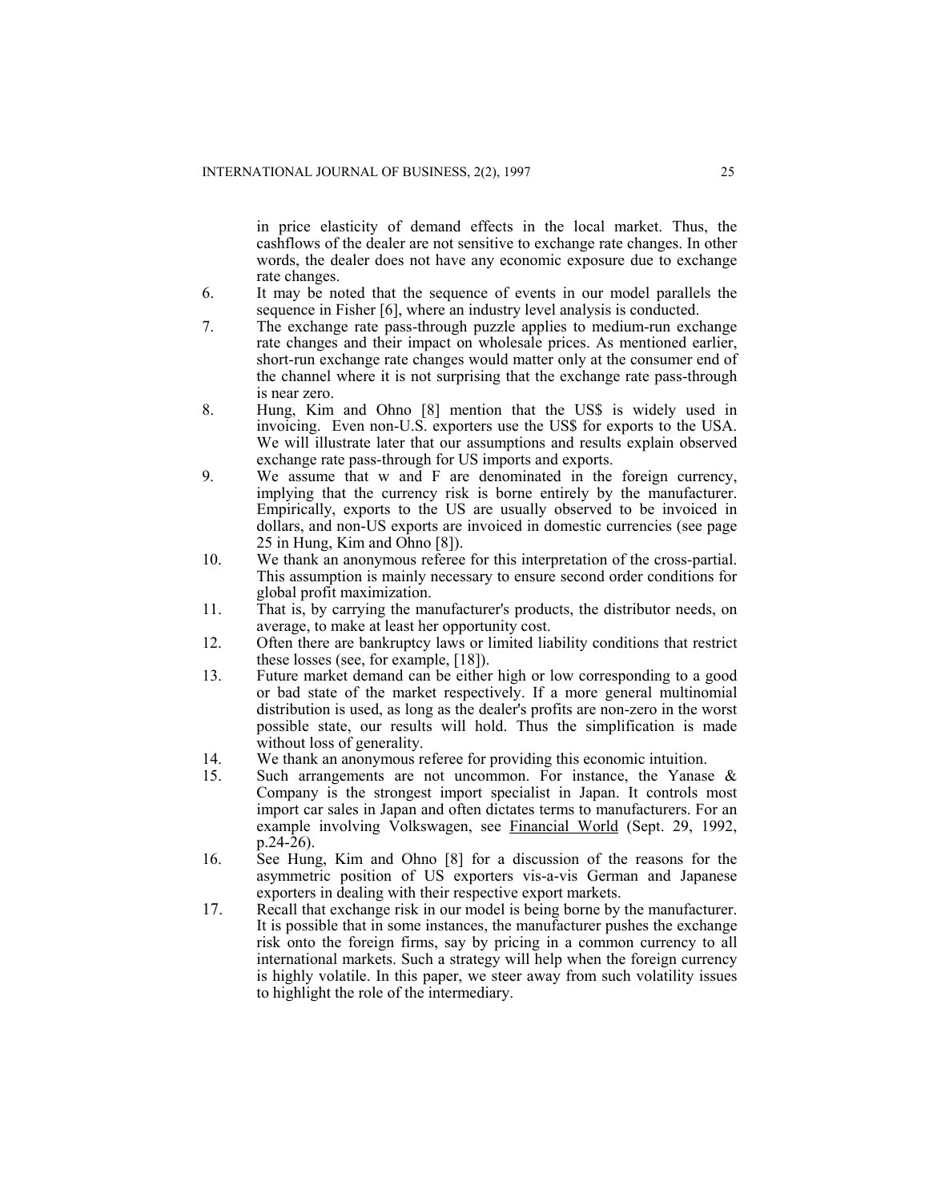in price elasticity of demand effects in the local market. Thus, the cashflows of the dealer are not sensitive to exchange rate changes. In other words, the dealer does not have any economic exposure due to exchange rate changes.

6. It may be noted that the sequence of events in our model parallels the sequence in Fisher [6], where an industry level analysis is conducted.
7. The exchange rate pass-through puzzle applies to medium-run exchange rate changes and their impact on wholesale prices. As mentioned earlier, short-run exchange rate changes would matter only at the consumer end of the channel where it is not surprising that the exchange rate pass-through is near zero.
8. Hung, Kim and Ohno [8] mention that the US$ is widely used in invoicing. Even non-U.S. exporters use the US$ for exports to the USA. We will illustrate later that our assumptions and results explain observed exchange rate pass-through for US imports and exports.
9. We assume that $w$ and $F$ are denominated in the foreign currency, implying that the currency risk is borne entirely by the manufacturer. Empirically, exports to the US are usually observed to be invoiced in dollars, and non-US exports are invoiced in domestic currencies (see page 25 in Hung, Kim and Ohno [8]).
10. We thank an anonymous referee for this interpretation of the cross-partial. This assumption is mainly necessary to ensure second order conditions for global profit maximization.
11. That is, by carrying the manufacturer's products, the distributor needs, on average, to make at least her opportunity cost.
12. Often there are bankruptcy laws or limited liability conditions that restrict these losses (see, for example, [18]).
13. Future market demand can be either high or low corresponding to a good or bad state of the market respectively. If a more general multinomial distribution is used, as long as the dealer's profits are non-zero in the worst possible state, our results will hold. Thus the simplification is made without loss of generality.
14. We thank an anonymous referee for providing this economic intuition.
15. Such arrangements are not uncommon. For instance, the Yanase & Company is the strongest import specialist in Japan. It controls most import car sales in Japan and often dictates terms to manufacturers. For an example involving Volkswagen, see Financial World (Sept. 29, 1992, p.24-26).
16. See Hung, Kim and Ohno [8] for a discussion of the reasons for the asymmetric position of US exporters vis-a-vis German and Japanese exporters in dealing with their respective export markets.
17. Recall that exchange risk in our model is being borne by the manufacturer. It is possible that in some instances, the manufacturer pushes the exchange risk onto the foreign firms, say by pricing in a common currency to all international markets. Such a strategy will help when the foreign currency is highly volatile. In this paper, we steer away from such volatility issues to highlight the role of the intermediary.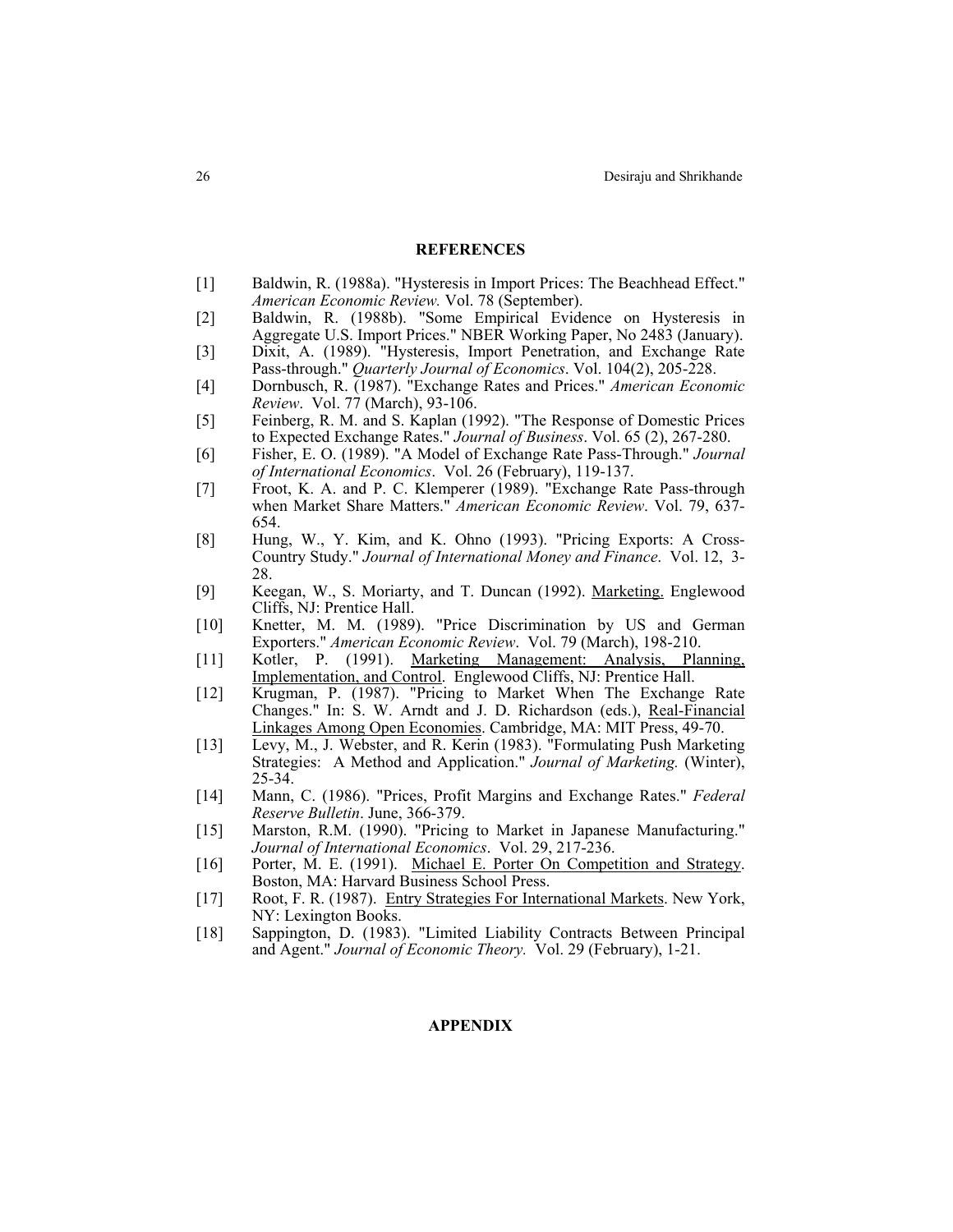## REFERENCES

[1] Baldwin, R. (1988a). "Hysteresis in Import Prices: The Beachhead Effect." *American Economic Review.* Vol. 78 (September).

[2] Baldwin, R. (1988b). "Some Empirical Evidence on Hysteresis in Aggregate U.S. Import Prices." NBER Working Paper, No 2483 (January).

[3] Dixit, A. (1989). "Hysteresis, Import Penetration, and Exchange Rate Pass-through." *Quarterly Journal of Economics*. Vol. 104(2), 205-228.

[4] Dornbusch, R. (1987). "Exchange Rates and Prices." *American Economic Review*. Vol. 77 (March), 93-106.

[5] Feinberg, R. M. and S. Kaplan (1992). "The Response of Domestic Prices to Expected Exchange Rates." *Journal of Business*. Vol. 65 (2), 267-280.

[6] Fisher, E. O. (1989). "A Model of Exchange Rate Pass-Through." *Journal of International Economics*. Vol. 26 (February), 119-137.

[7] Froot, K. A. and P. C. Klemperer (1989). "Exchange Rate Pass-through when Market Share Matters." *American Economic Review*. Vol. 79, 637-654.

[8] Hung, W., Y. Kim, and K. Ohno (1993). "Pricing Exports: A Cross-Country Study." *Journal of International Money and Finance*. Vol. 12, 3-28.

[9] Keegan, W., S. Moriarty, and T. Duncan (1992). Marketing. Englewood Cliffs, NJ: Prentice Hall.

[10] Knetter, M. M. (1989). "Price Discrimination by US and German Exporters." *American Economic Review*. Vol. 79 (March), 198-210.

[11] Kotler, P. (1991). Marketing Management: Analysis, Planning, Implementation, and Control. Englewood Cliffs, NJ: Prentice Hall.

[12] Krugman, P. (1987). "Pricing to Market When The Exchange Rate Changes." In: S. W. Arndt and J. D. Richardson (eds.), Real-Financial Linkages Among Open Economies. Cambridge, MA: MIT Press, 49-70.

[13] Levy, M., J. Webster, and R. Kerin (1983). "Formulating Push Marketing Strategies: A Method and Application." *Journal of Marketing.* (Winter), 25-34.

[14] Mann, C. (1986). "Prices, Profit Margins and Exchange Rates." *Federal Reserve Bulletin*. June, 366-379.

[15] Marston, R.M. (1990). "Pricing to Market in Japanese Manufacturing." *Journal of International Economics*. Vol. 29, 217-236.

[16] Porter, M. E. (1991). Michael E. Porter On Competition and Strategy. Boston, MA: Harvard Business School Press.

[17] Root, F. R. (1987). Entry Strategies For International Markets. New York, NY: Lexington Books.

[18] Sappington, D. (1983). "Limited Liability Contracts Between Principal and Agent." *Journal of Economic Theory.* Vol. 29 (February), 1-21.

## APPENDIX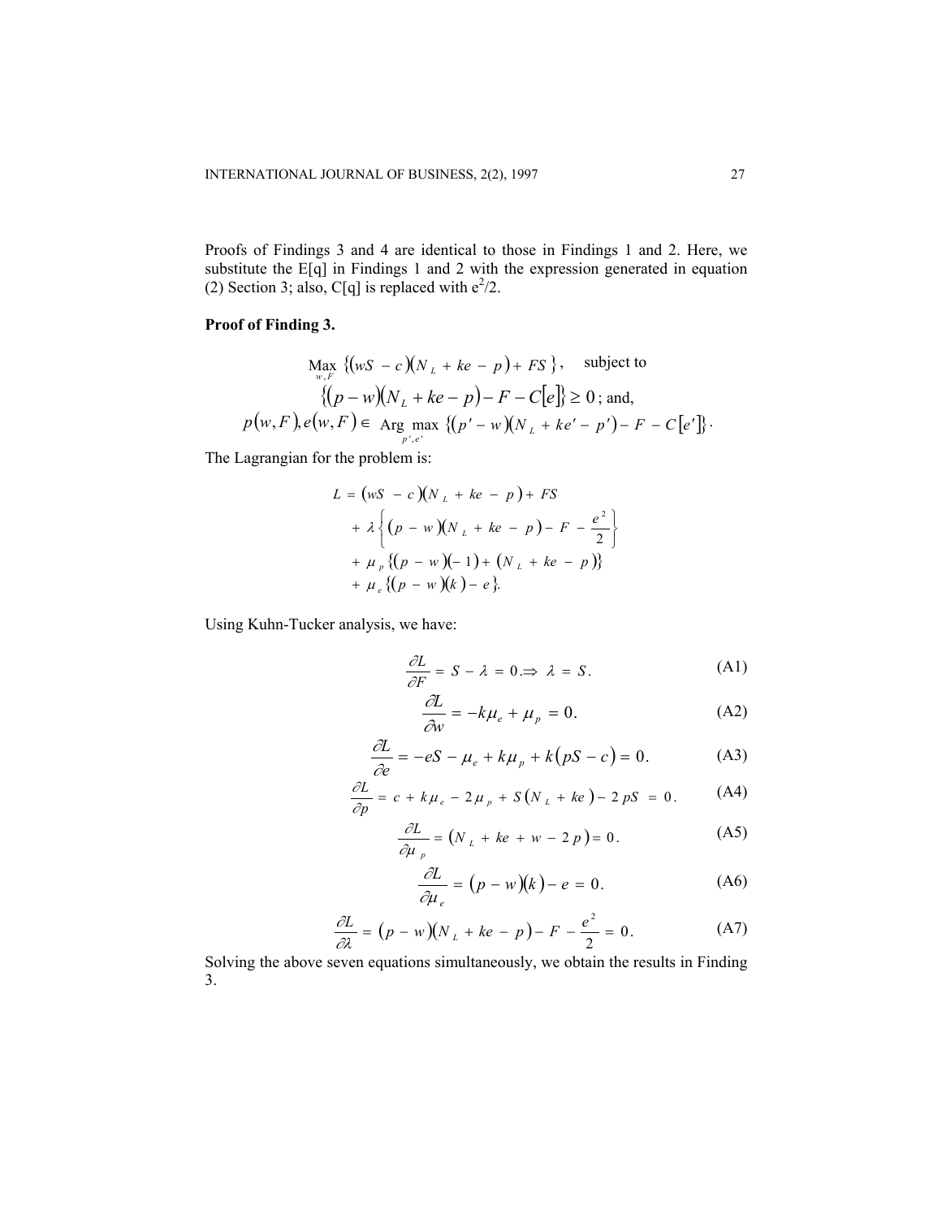Proofs of Findings 3 and 4 are identical to those in Findings 1 and 2. Here, we substitute the E[q] in Findings 1 and 2 with the expression generated in equation (2) Section 3; also, C[q] is replaced with $e^2/2$.

**Proof of Finding 3.**

$$\max_{w,F} \{(wS - c)(N_L + ke - p) + FS\}, \quad \text{subject to}$$

$$\{(p-w)(N_L + ke - p) - F - C[e]\} \geq 0 \text{; and,}$$

$$p(w,F), e(w,F) \in \operatorname*{Arg\,max}_{p',e'} \{(p' - w)(N_L + ke' - p') - F - C[e']\}.$$

The Lagrangian for the problem is:

$$\begin{aligned} L = & (wS - c)(N_L + ke - p) + FS \\ & + \lambda \left\{ (p - w)(N_L + ke - p) - F - \frac{e^2}{2} \right\} \\ & + \mu_p \{(p - w)(-1) + (N_L + ke - p)\} \\ & + \mu_e \{(p - w)(k) - e\}. \end{aligned}$$

Using Kuhn-Tucker analysis, we have:

$$\frac{\partial L}{\partial F} = S - \lambda = 0. \Rightarrow \lambda = S. \tag{A1}$$

$$\frac{\partial L}{\partial w} = -k\mu_e + \mu_p = 0. \tag{A2}$$

$$\frac{\partial L}{\partial e} = -eS - \mu_e + k\mu_p + k(pS - c) = 0. \tag{A3}$$

$$\frac{\partial L}{\partial p} = c + k\mu_e - 2\mu_p + S(N_L + ke) - 2pS = 0. \tag{A4}$$

$$\frac{\partial L}{\partial \mu_p} = (N_L + ke + w - 2p) = 0. \tag{A5}$$

$$\frac{\partial L}{\partial \mu_e} = (p - w)(k) - e = 0. \tag{A6}$$

$$\frac{\partial L}{\partial \lambda} = (p - w)(N_L + ke - p) - F - \frac{e^2}{2} = 0. \tag{A7}$$

Solving the above seven equations simultaneously, we obtain the results in Finding 3.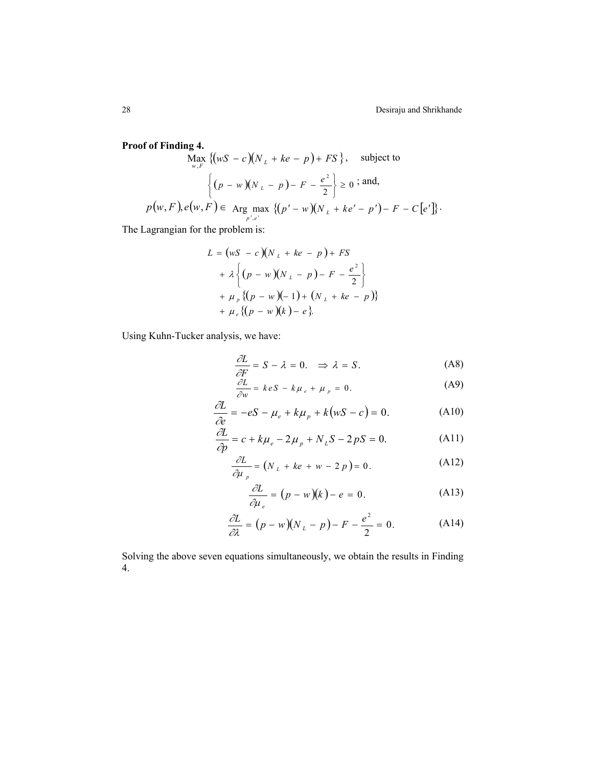**Proof of Finding 4.**

$$\operatorname*{Max}_{w,F} \left\{ (wS - c)(N_L + ke - p) + FS \right\}, \quad \text{subject to}$$

$$\left\{ (p - w)(N_L - p) - F - \frac{e^2}{2} \right\} \geq 0 \text{ ; and,}$$

$$p(w,F), e(w,F) \in \operatorname*{Arg\,max}_{p', e'} \left\{ (p' - w)(N_L + ke' - p') - F - C[e'] \right\}.$$

The Lagrangian for the problem is:

$$\begin{aligned}
L &= (wS - c)(N_L + ke - p) + FS \\
&\quad + \lambda \left\{ (p - w)(N_L - p) - F - \frac{e^2}{2} \right\} \\
&\quad + \mu_p \left\{ (p - w)(-1) + (N_L + ke - p) \right\} \\
&\quad + \mu_e \left\{ (p - w)(k) - e \right\}.
\end{aligned}$$

Using Kuhn-Tucker analysis, we have:

$$\frac{\partial L}{\partial F} = S - \lambda = 0. \quad \Rightarrow \lambda = S. \tag{A8}$$

$$\frac{\partial L}{\partial w} = keS - k\mu_e + \mu_p = 0. \tag{A9}$$

$$\frac{\partial L}{\partial e} = -eS - \mu_e + k\mu_p + k(wS - c) = 0. \tag{A10}$$

$$\frac{\partial L}{\partial p} = c + k\mu_e - 2\mu_p + N_L S - 2pS = 0. \tag{A11}$$

$$\frac{\partial L}{\partial \mu_p} = (N_L + ke + w - 2p) = 0. \tag{A12}$$

$$\frac{\partial L}{\partial \mu_e} = (p - w)(k) - e = 0. \tag{A13}$$

$$\frac{\partial L}{\partial \lambda} = (p - w)(N_L - p) - F - \frac{e^2}{2} = 0. \tag{A14}$$

Solving the above seven equations simultaneously, we obtain the results in Finding 4.